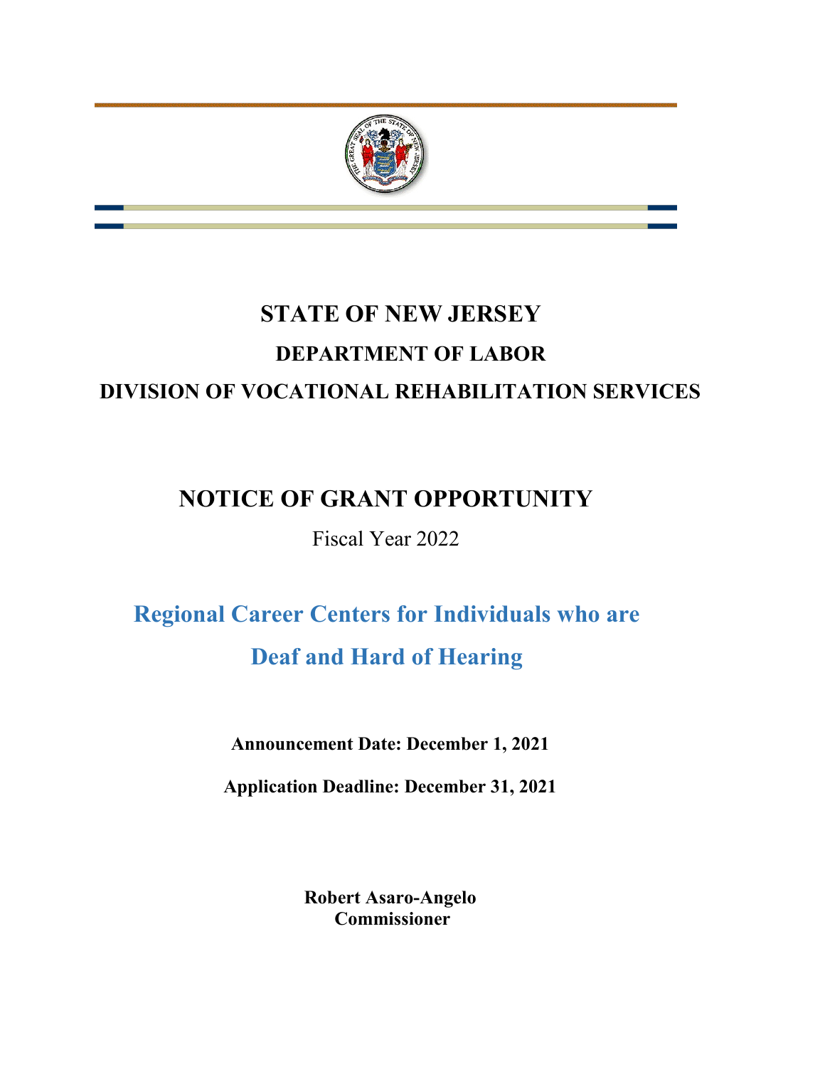# STATE OF NEW JERSEY

## DEPARTMENT OF LABOR

## DIVISION OF VOCATIONAL REHABILITATION SERVICES

# NOTICE OF GRANT OPPORTUNITY

Fiscal Year 2022

# Regional Career Centers for Individuals who are Deaf and Hard of Hearing

**Announcement Date: December 1, 2021**

**Application Deadline: December 31, 2021**

**Robert Asaro-Angelo**
**Commissioner**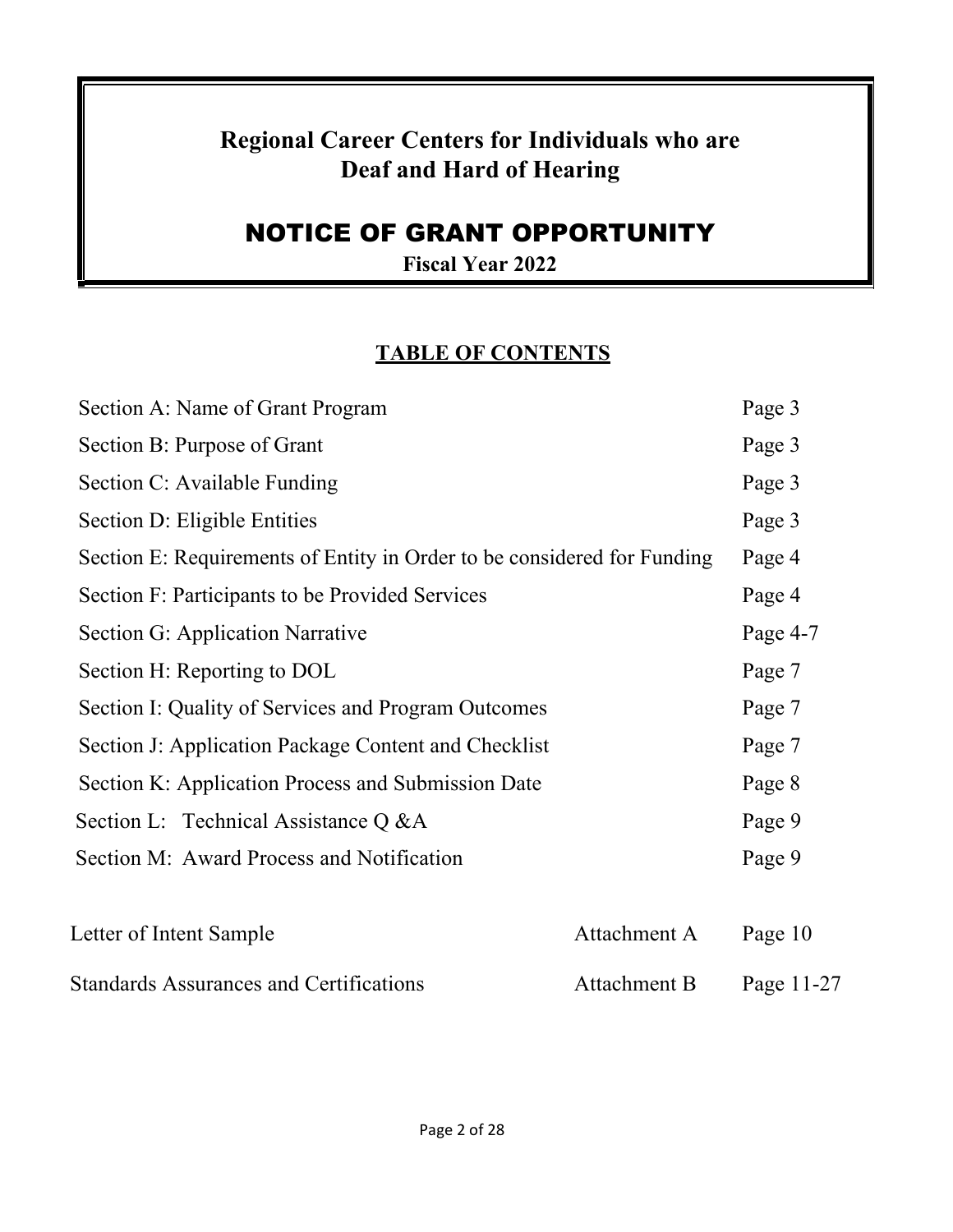# Regional Career Centers for Individuals who are Deaf and Hard of Hearing

# NOTICE OF GRANT OPPORTUNITY

**Fiscal Year 2022**

## TABLE OF CONTENTS

| | | |
|---|---|---|
| Section A: Name of Grant Program | | Page 3 |
| Section B: Purpose of Grant | | Page 3 |
| Section C: Available Funding | | Page 3 |
| Section D: Eligible Entities | | Page 3 |
| Section E: Requirements of Entity in Order to be considered for Funding | | Page 4 |
| Section F: Participants to be Provided Services | | Page 4 |
| Section G: Application Narrative | | Page 4-7 |
| Section H: Reporting to DOL | | Page 7 |
| Section I: Quality of Services and Program Outcomes | | Page 7 |
| Section J: Application Package Content and Checklist | | Page 7 |
| Section K: Application Process and Submission Date | | Page 8 |
| Section L: Technical Assistance Q &A | | Page 9 |
| Section M: Award Process and Notification | | Page 9 |
| Letter of Intent Sample | Attachment A | Page 10 |
| Standards Assurances and Certifications | Attachment B | Page 11-27 |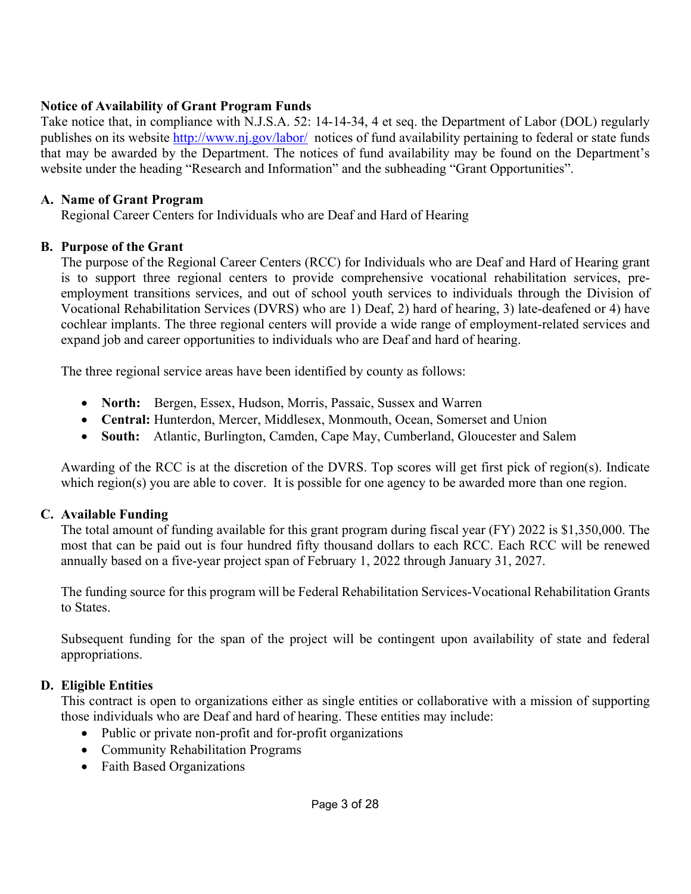**Notice of Availability of Grant Program Funds**

Take notice that, in compliance with N.J.S.A. 52: 14-14-34, 4 et seq. the Department of Labor (DOL) regularly publishes on its website http://www.nj.gov/labor/ notices of fund availability pertaining to federal or state funds that may be awarded by the Department. The notices of fund availability may be found on the Department's website under the heading "Research and Information" and the subheading "Grant Opportunities".

**A. Name of Grant Program**

Regional Career Centers for Individuals who are Deaf and Hard of Hearing

**B. Purpose of the Grant**

The purpose of the Regional Career Centers (RCC) for Individuals who are Deaf and Hard of Hearing grant is to support three regional centers to provide comprehensive vocational rehabilitation services, pre-employment transitions services, and out of school youth services to individuals through the Division of Vocational Rehabilitation Services (DVRS) who are 1) Deaf, 2) hard of hearing, 3) late-deafened or 4) have cochlear implants. The three regional centers will provide a wide range of employment-related services and expand job and career opportunities to individuals who are Deaf and hard of hearing.

The three regional service areas have been identified by county as follows:

- **North:** Bergen, Essex, Hudson, Morris, Passaic, Sussex and Warren
- **Central:** Hunterdon, Mercer, Middlesex, Monmouth, Ocean, Somerset and Union
- **South:** Atlantic, Burlington, Camden, Cape May, Cumberland, Gloucester and Salem

Awarding of the RCC is at the discretion of the DVRS. Top scores will get first pick of region(s). Indicate which region(s) you are able to cover. It is possible for one agency to be awarded more than one region.

**C. Available Funding**

The total amount of funding available for this grant program during fiscal year (FY) 2022 is $1,350,000. The most that can be paid out is four hundred fifty thousand dollars to each RCC. Each RCC will be renewed annually based on a five-year project span of February 1, 2022 through January 31, 2027.

The funding source for this program will be Federal Rehabilitation Services-Vocational Rehabilitation Grants to States.

Subsequent funding for the span of the project will be contingent upon availability of state and federal appropriations.

**D. Eligible Entities**

This contract is open to organizations either as single entities or collaborative with a mission of supporting those individuals who are Deaf and hard of hearing. These entities may include:

- Public or private non-profit and for-profit organizations
- Community Rehabilitation Programs
- Faith Based Organizations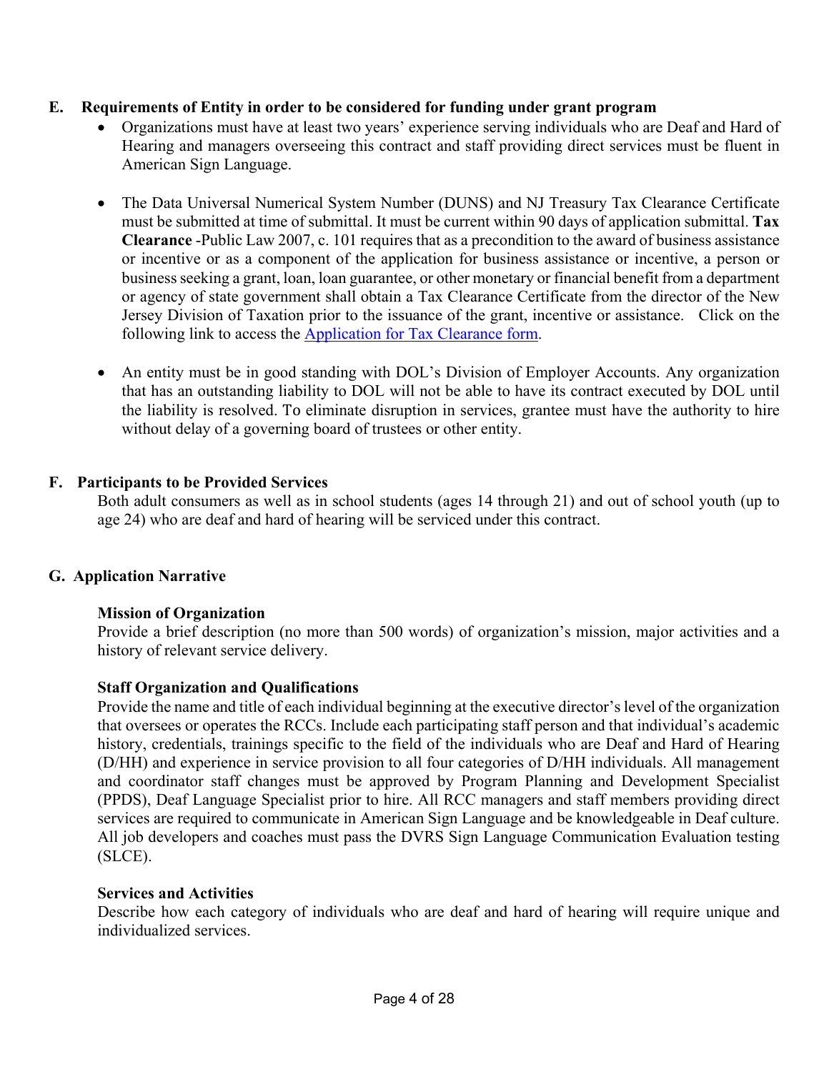## E. Requirements of Entity in order to be considered for funding under grant program

- Organizations must have at least two years' experience serving individuals who are Deaf and Hard of Hearing and managers overseeing this contract and staff providing direct services must be fluent in American Sign Language.

- The Data Universal Numerical System Number (DUNS) and NJ Treasury Tax Clearance Certificate must be submitted at time of submittal. It must be current within 90 days of application submittal. **Tax Clearance** -Public Law 2007, c. 101 requires that as a precondition to the award of business assistance or incentive or as a component of the application for business assistance or incentive, a person or business seeking a grant, loan, loan guarantee, or other monetary or financial benefit from a department or agency of state government shall obtain a Tax Clearance Certificate from the director of the New Jersey Division of Taxation prior to the issuance of the grant, incentive or assistance. Click on the following link to access the Application for Tax Clearance form.

- An entity must be in good standing with DOL's Division of Employer Accounts. Any organization that has an outstanding liability to DOL will not be able to have its contract executed by DOL until the liability is resolved. To eliminate disruption in services, grantee must have the authority to hire without delay of a governing board of trustees or other entity.

## F. Participants to be Provided Services

Both adult consumers as well as in school students (ages 14 through 21) and out of school youth (up to age 24) who are deaf and hard of hearing will be serviced under this contract.

## G. Application Narrative

### Mission of Organization

Provide a brief description (no more than 500 words) of organization's mission, major activities and a history of relevant service delivery.

### Staff Organization and Qualifications

Provide the name and title of each individual beginning at the executive director's level of the organization that oversees or operates the RCCs. Include each participating staff person and that individual's academic history, credentials, trainings specific to the field of the individuals who are Deaf and Hard of Hearing (D/HH) and experience in service provision to all four categories of D/HH individuals. All management and coordinator staff changes must be approved by Program Planning and Development Specialist (PPDS), Deaf Language Specialist prior to hire. All RCC managers and staff members providing direct services are required to communicate in American Sign Language and be knowledgeable in Deaf culture. All job developers and coaches must pass the DVRS Sign Language Communication Evaluation testing (SLCE).

### Services and Activities

Describe how each category of individuals who are deaf and hard of hearing will require unique and individualized services.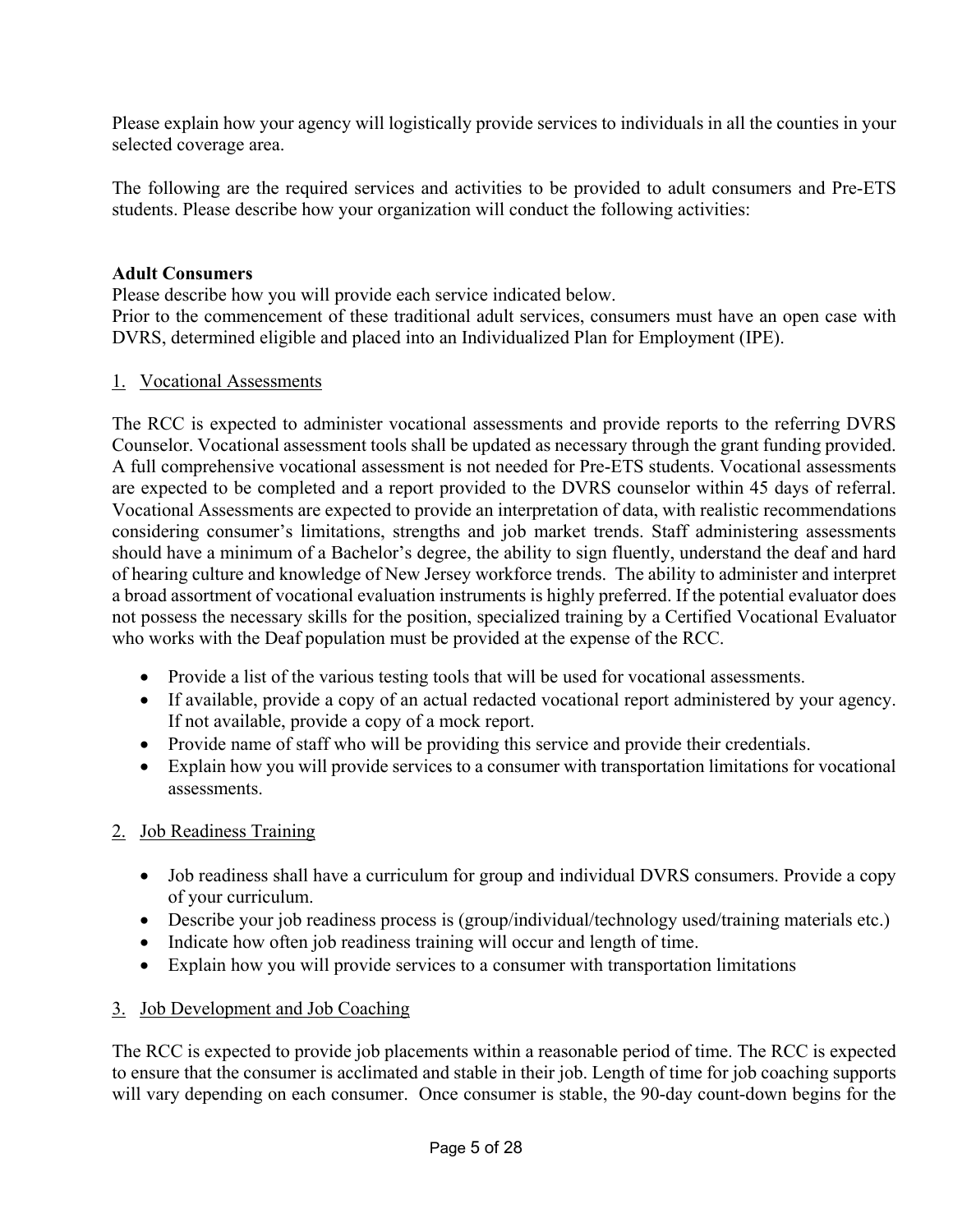Please explain how your agency will logistically provide services to individuals in all the counties in your selected coverage area.

The following are the required services and activities to be provided to adult consumers and Pre-ETS students. Please describe how your organization will conduct the following activities:

**Adult Consumers**

Please describe how you will provide each service indicated below.
Prior to the commencement of these traditional adult services, consumers must have an open case with DVRS, determined eligible and placed into an Individualized Plan for Employment (IPE).

1. <u>Vocational Assessments</u>

The RCC is expected to administer vocational assessments and provide reports to the referring DVRS Counselor. Vocational assessment tools shall be updated as necessary through the grant funding provided. A full comprehensive vocational assessment is not needed for Pre-ETS students. Vocational assessments are expected to be completed and a report provided to the DVRS counselor within 45 days of referral. Vocational Assessments are expected to provide an interpretation of data, with realistic recommendations considering consumer's limitations, strengths and job market trends. Staff administering assessments should have a minimum of a Bachelor's degree, the ability to sign fluently, understand the deaf and hard of hearing culture and knowledge of New Jersey workforce trends. The ability to administer and interpret a broad assortment of vocational evaluation instruments is highly preferred. If the potential evaluator does not possess the necessary skills for the position, specialized training by a Certified Vocational Evaluator who works with the Deaf population must be provided at the expense of the RCC.

- Provide a list of the various testing tools that will be used for vocational assessments.
- If available, provide a copy of an actual redacted vocational report administered by your agency. If not available, provide a copy of a mock report.
- Provide name of staff who will be providing this service and provide their credentials.
- Explain how you will provide services to a consumer with transportation limitations for vocational assessments.

2. <u>Job Readiness Training</u>

- Job readiness shall have a curriculum for group and individual DVRS consumers. Provide a copy of your curriculum.
- Describe your job readiness process is (group/individual/technology used/training materials etc.)
- Indicate how often job readiness training will occur and length of time.
- Explain how you will provide services to a consumer with transportation limitations

3. <u>Job Development and Job Coaching</u>

The RCC is expected to provide job placements within a reasonable period of time. The RCC is expected to ensure that the consumer is acclimated and stable in their job. Length of time for job coaching supports will vary depending on each consumer. Once consumer is stable, the 90-day count-down begins for the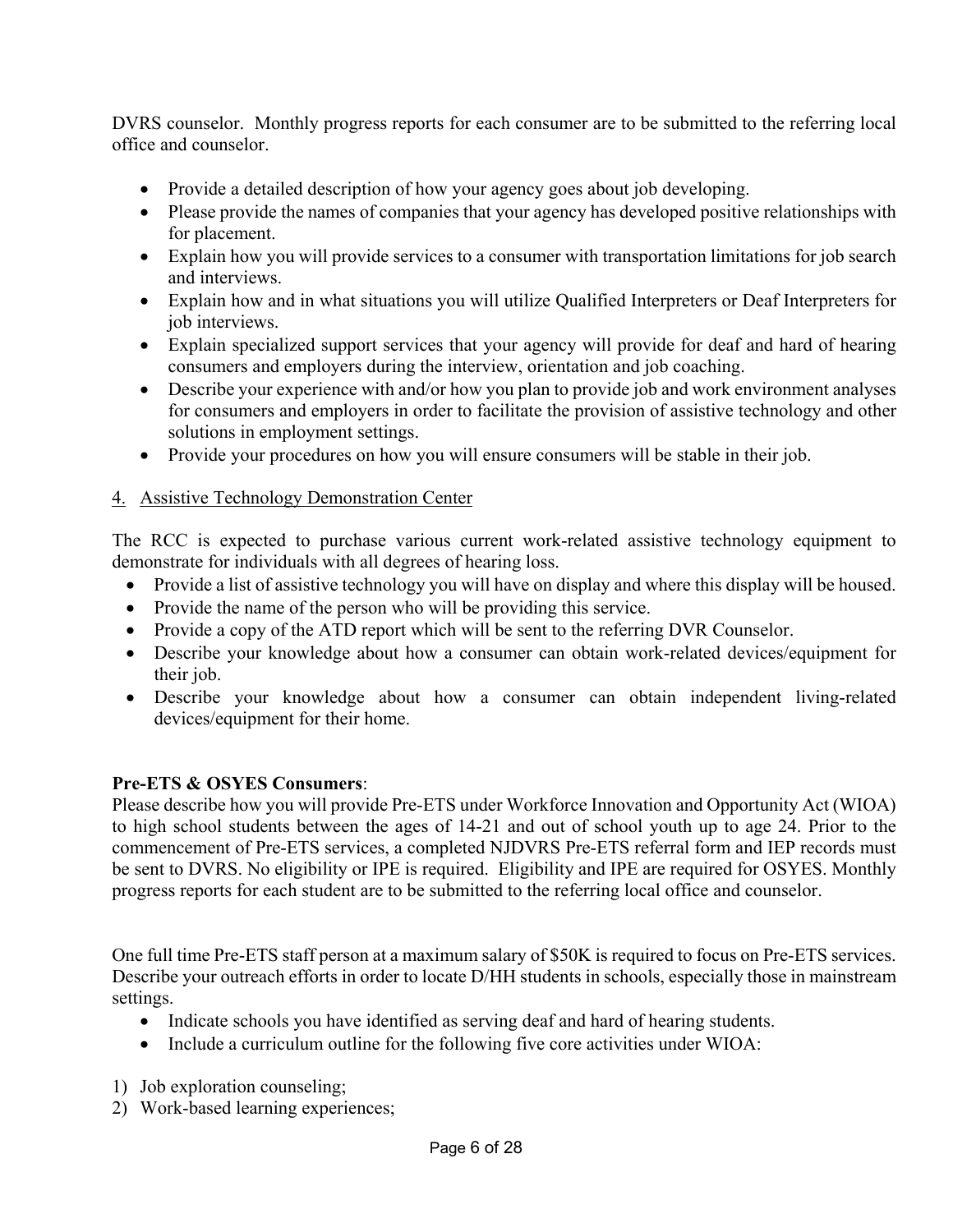DVRS counselor. Monthly progress reports for each consumer are to be submitted to the referring local office and counselor.

- Provide a detailed description of how your agency goes about job developing.
- Please provide the names of companies that your agency has developed positive relationships with for placement.
- Explain how you will provide services to a consumer with transportation limitations for job search and interviews.
- Explain how and in what situations you will utilize Qualified Interpreters or Deaf Interpreters for job interviews.
- Explain specialized support services that your agency will provide for deaf and hard of hearing consumers and employers during the interview, orientation and job coaching.
- Describe your experience with and/or how you plan to provide job and work environment analyses for consumers and employers in order to facilitate the provision of assistive technology and other solutions in employment settings.
- Provide your procedures on how you will ensure consumers will be stable in their job.

4. <u>Assistive Technology Demonstration Center</u>

The RCC is expected to purchase various current work-related assistive technology equipment to demonstrate for individuals with all degrees of hearing loss.

- Provide a list of assistive technology you will have on display and where this display will be housed.
- Provide the name of the person who will be providing this service.
- Provide a copy of the ATD report which will be sent to the referring DVR Counselor.
- Describe your knowledge about how a consumer can obtain work-related devices/equipment for their job.
- Describe your knowledge about how a consumer can obtain independent living-related devices/equipment for their home.

**Pre-ETS & OSYES Consumers**:
Please describe how you will provide Pre-ETS under Workforce Innovation and Opportunity Act (WIOA) to high school students between the ages of 14-21 and out of school youth up to age 24. Prior to the commencement of Pre-ETS services, a completed NJDVRS Pre-ETS referral form and IEP records must be sent to DVRS. No eligibility or IPE is required. Eligibility and IPE are required for OSYES. Monthly progress reports for each student are to be submitted to the referring local office and counselor.

One full time Pre-ETS staff person at a maximum salary of $50K is required to focus on Pre-ETS services. Describe your outreach efforts in order to locate D/HH students in schools, especially those in mainstream settings.

- Indicate schools you have identified as serving deaf and hard of hearing students.
- Include a curriculum outline for the following five core activities under WIOA:

1) Job exploration counseling;
2) Work-based learning experiences;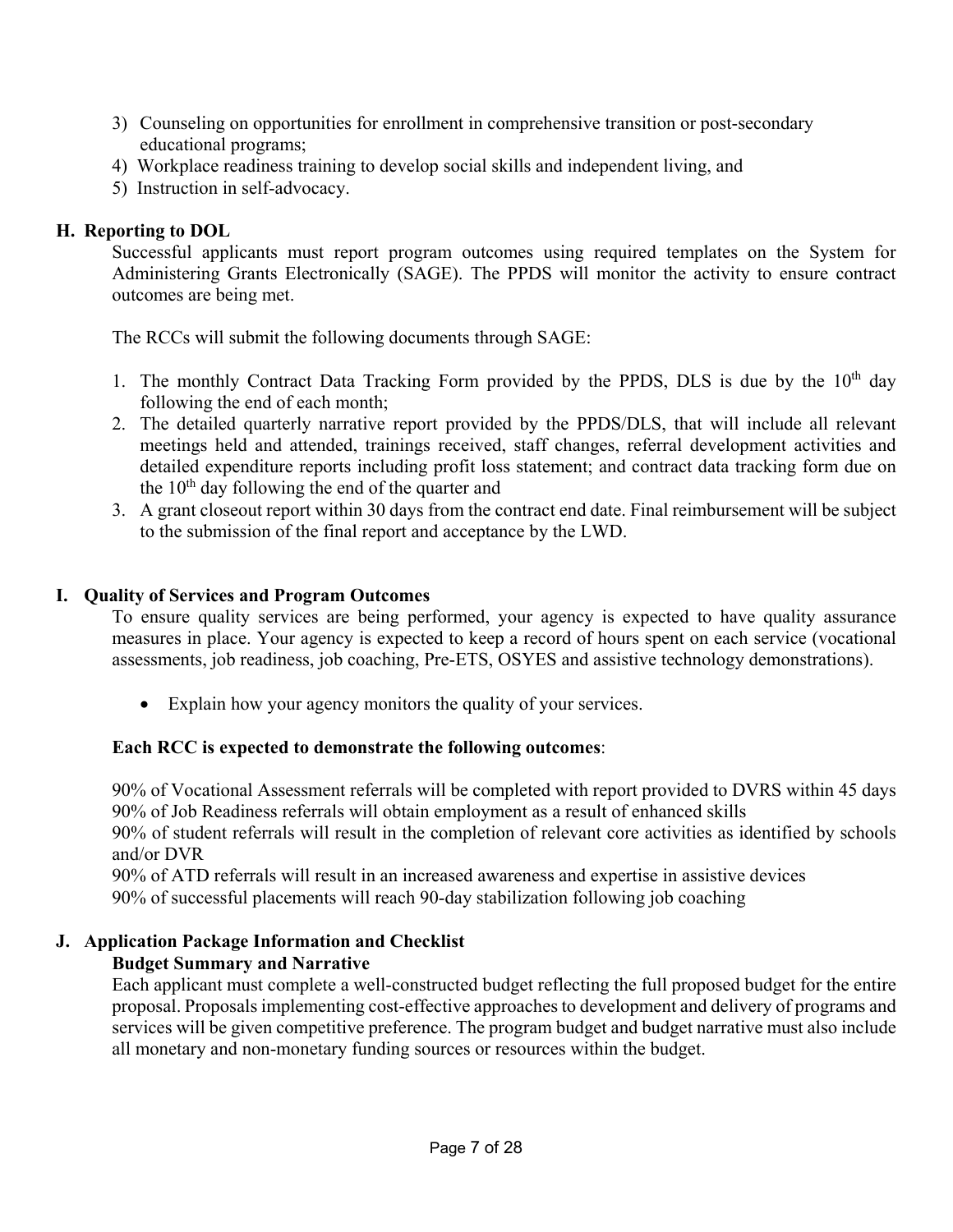3) Counseling on opportunities for enrollment in comprehensive transition or post-secondary educational programs;
4) Workplace readiness training to develop social skills and independent living, and
5) Instruction in self-advocacy.

## H. Reporting to DOL

Successful applicants must report program outcomes using required templates on the System for Administering Grants Electronically (SAGE). The PPDS will monitor the activity to ensure contract outcomes are being met.

The RCCs will submit the following documents through SAGE:

1. The monthly Contract Data Tracking Form provided by the PPDS, DLS is due by the 10th day following the end of each month;
2. The detailed quarterly narrative report provided by the PPDS/DLS, that will include all relevant meetings held and attended, trainings received, staff changes, referral development activities and detailed expenditure reports including profit loss statement; and contract data tracking form due on the 10th day following the end of the quarter and
3. A grant closeout report within 30 days from the contract end date. Final reimbursement will be subject to the submission of the final report and acceptance by the LWD.

## I. Quality of Services and Program Outcomes

To ensure quality services are being performed, your agency is expected to have quality assurance measures in place. Your agency is expected to keep a record of hours spent on each service (vocational assessments, job readiness, job coaching, Pre-ETS, OSYES and assistive technology demonstrations).

- Explain how your agency monitors the quality of your services.

**Each RCC is expected to demonstrate the following outcomes**:

90% of Vocational Assessment referrals will be completed with report provided to DVRS within 45 days
90% of Job Readiness referrals will obtain employment as a result of enhanced skills
90% of student referrals will result in the completion of relevant core activities as identified by schools and/or DVR
90% of ATD referrals will result in an increased awareness and expertise in assistive devices
90% of successful placements will reach 90-day stabilization following job coaching

## J. Application Package Information and Checklist

**Budget Summary and Narrative**

Each applicant must complete a well-constructed budget reflecting the full proposed budget for the entire proposal. Proposals implementing cost-effective approaches to development and delivery of programs and services will be given competitive preference. The program budget and budget narrative must also include all monetary and non-monetary funding sources or resources within the budget.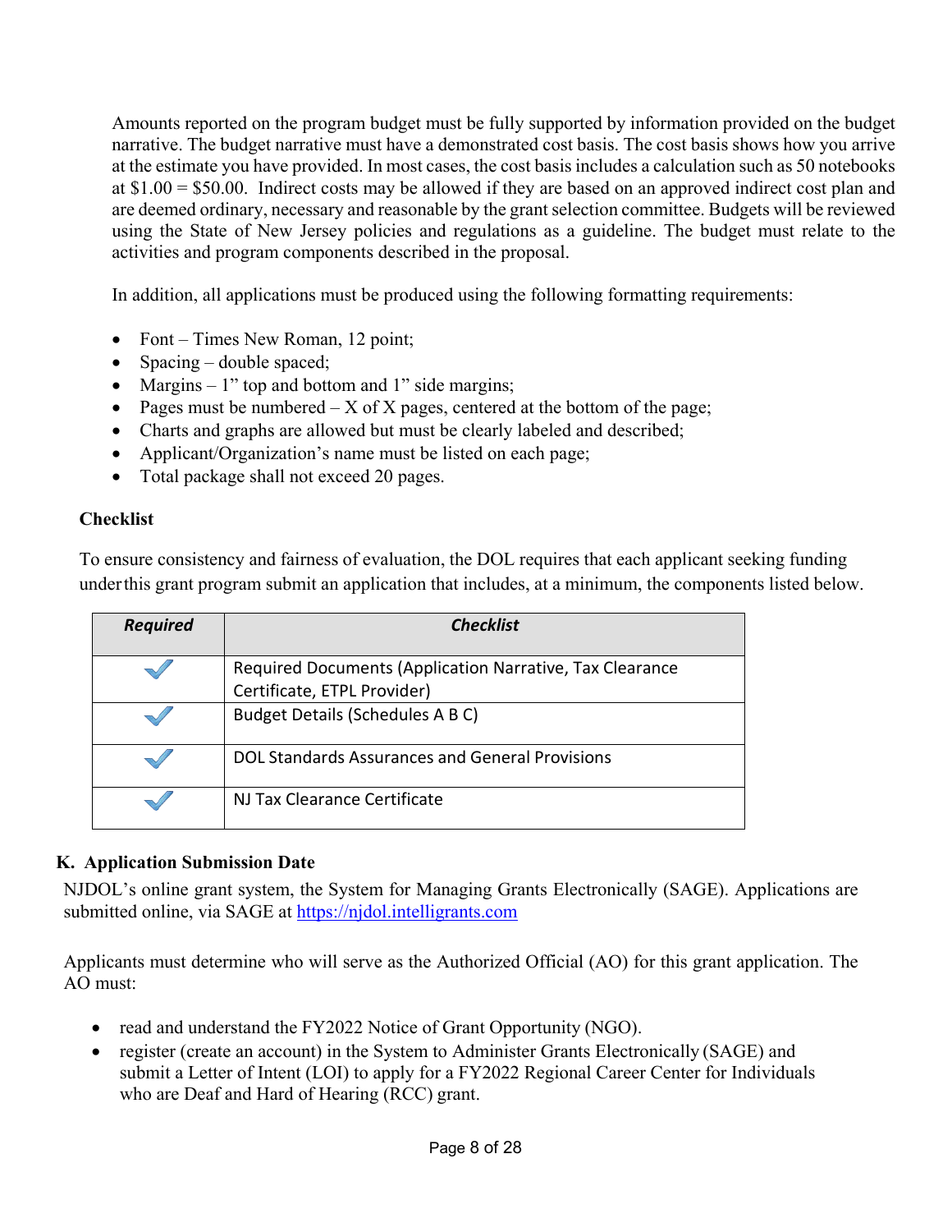Amounts reported on the program budget must be fully supported by information provided on the budget narrative. The budget narrative must have a demonstrated cost basis. The cost basis shows how you arrive at the estimate you have provided. In most cases, the cost basis includes a calculation such as 50 notebooks at $1.00 = $50.00. Indirect costs may be allowed if they are based on an approved indirect cost plan and are deemed ordinary, necessary and reasonable by the grant selection committee. Budgets will be reviewed using the State of New Jersey policies and regulations as a guideline. The budget must relate to the activities and program components described in the proposal.

In addition, all applications must be produced using the following formatting requirements:

- Font – Times New Roman, 12 point;
- Spacing – double spaced;
- Margins – 1" top and bottom and 1" side margins;
- Pages must be numbered – X of X pages, centered at the bottom of the page;
- Charts and graphs are allowed but must be clearly labeled and described;
- Applicant/Organization's name must be listed on each page;
- Total package shall not exceed 20 pages.

**Checklist**

To ensure consistency and fairness of evaluation, the DOL requires that each applicant seeking funding under this grant program submit an application that includes, at a minimum, the components listed below.

| ***Required*** | ***Checklist*** |
|---|---|
| ✓ | Required Documents (Application Narrative, Tax Clearance Certificate, ETPL Provider) |
| ✓ | Budget Details (Schedules A B C) |
| ✓ | DOL Standards Assurances and General Provisions |
| ✓ | NJ Tax Clearance Certificate |

## K. Application Submission Date

NJDOL's online grant system, the System for Managing Grants Electronically (SAGE). Applications are submitted online, via SAGE at https://njdol.intelligrants.com

Applicants must determine who will serve as the Authorized Official (AO) for this grant application. The AO must:

- read and understand the FY2022 Notice of Grant Opportunity (NGO).
- register (create an account) in the System to Administer Grants Electronically (SAGE) and submit a Letter of Intent (LOI) to apply for a FY2022 Regional Career Center for Individuals who are Deaf and Hard of Hearing (RCC) grant.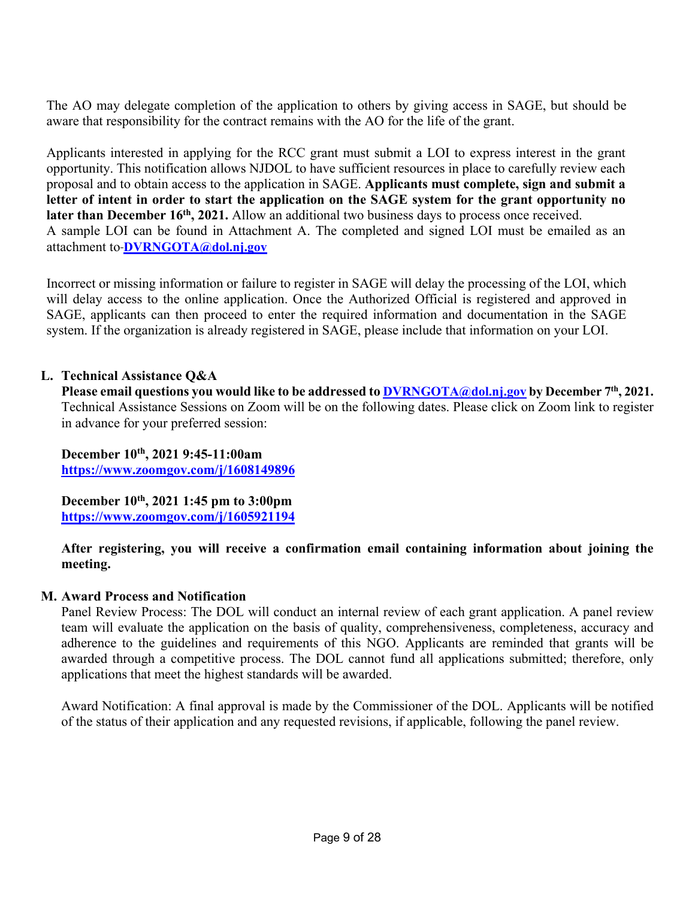The AO may delegate completion of the application to others by giving access in SAGE, but should be aware that responsibility for the contract remains with the AO for the life of the grant.

Applicants interested in applying for the RCC grant must submit a LOI to express interest in the grant opportunity. This notification allows NJDOL to have sufficient resources in place to carefully review each proposal and to obtain access to the application in SAGE. **Applicants must complete, sign and submit a letter of intent in order to start the application on the SAGE system for the grant opportunity no later than December 16th, 2021.** Allow an additional two business days to process once received.
A sample LOI can be found in Attachment A. The completed and signed LOI must be emailed as an attachment to **DVRNGOTA@dol.nj.gov**

Incorrect or missing information or failure to register in SAGE will delay the processing of the LOI, which will delay access to the online application. Once the Authorized Official is registered and approved in SAGE, applicants can then proceed to enter the required information and documentation in the SAGE system. If the organization is already registered in SAGE, please include that information on your LOI.

## L. Technical Assistance Q&A

**Please email questions you would like to be addressed to DVRNGOTA@dol.nj.gov by December 7th, 2021.** Technical Assistance Sessions on Zoom will be on the following dates. Please click on Zoom link to register in advance for your preferred session:

**December 10th, 2021 9:45-11:00am**
**https://www.zoomgov.com/j/1608149896**

**December 10th, 2021 1:45 pm to 3:00pm**
**https://www.zoomgov.com/j/1605921194**

**After registering, you will receive a confirmation email containing information about joining the meeting.**

## M. Award Process and Notification

Panel Review Process: The DOL will conduct an internal review of each grant application. A panel review team will evaluate the application on the basis of quality, comprehensiveness, completeness, accuracy and adherence to the guidelines and requirements of this NGO. Applicants are reminded that grants will be awarded through a competitive process. The DOL cannot fund all applications submitted; therefore, only applications that meet the highest standards will be awarded.

Award Notification: A final approval is made by the Commissioner of the DOL. Applicants will be notified of the status of their application and any requested revisions, if applicable, following the panel review.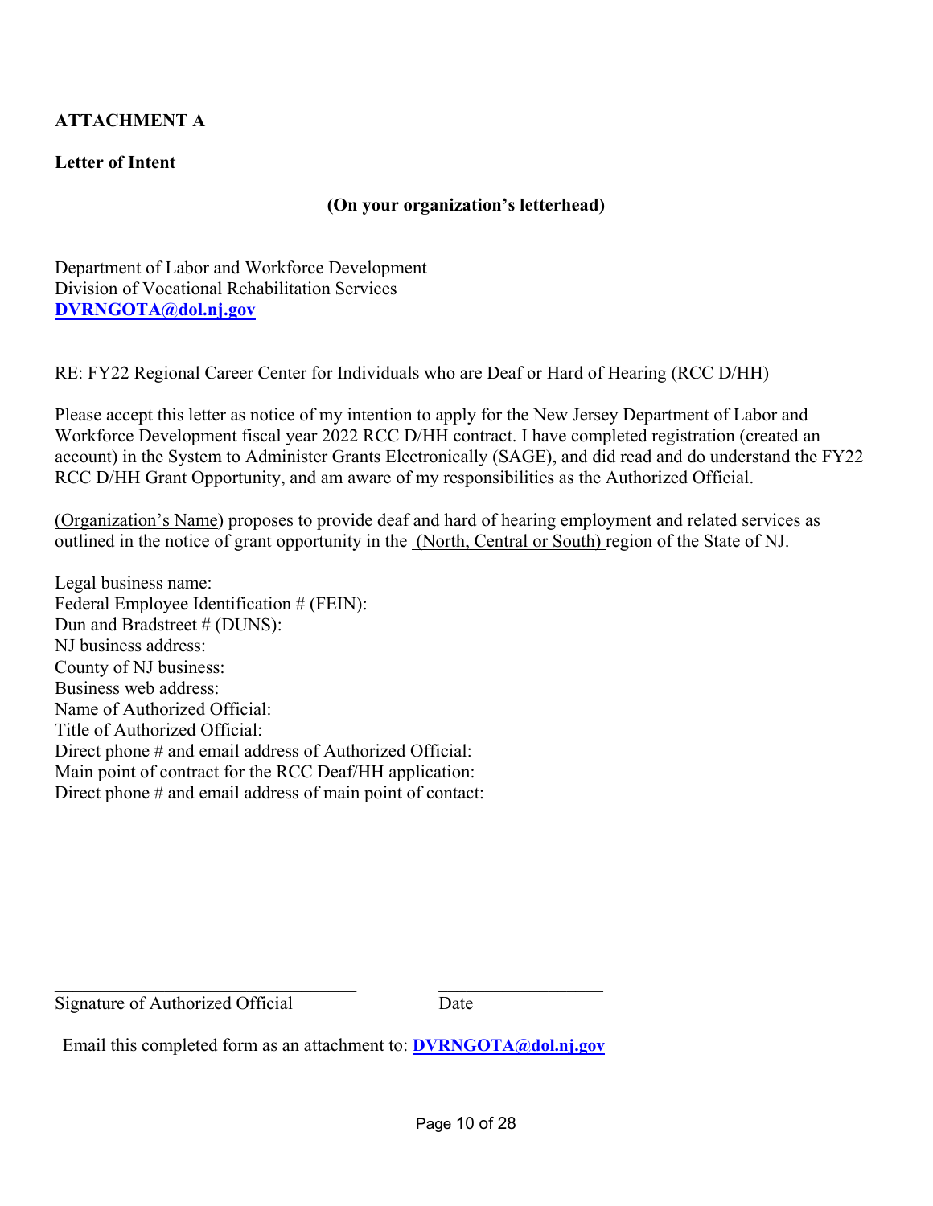**ATTACHMENT A**

**Letter of Intent**

**(On your organization's letterhead)**

Department of Labor and Workforce Development
Division of Vocational Rehabilitation Services
**DVRNGOTA@dol.nj.gov**

RE: FY22 Regional Career Center for Individuals who are Deaf or Hard of Hearing (RCC D/HH)

Please accept this letter as notice of my intention to apply for the New Jersey Department of Labor and Workforce Development fiscal year 2022 RCC D/HH contract. I have completed registration (created an account) in the System to Administer Grants Electronically (SAGE), and did read and do understand the FY22 RCC D/HH Grant Opportunity, and am aware of my responsibilities as the Authorized Official.

<u>(Organization's Name</u>) proposes to provide deaf and hard of hearing employment and related services as outlined in the notice of grant opportunity in the <u>(North, Central or South)</u> region of the State of NJ.

Legal business name:
Federal Employee Identification # (FEIN):
Dun and Bradstreet # (DUNS):
NJ business address:
County of NJ business:
Business web address:
Name of Authorized Official:
Title of Authorized Official:
Direct phone # and email address of Authorized Official:
Main point of contract for the RCC Deaf/HH application:
Direct phone # and email address of main point of contact:

\_\_\_\_\_\_\_\_\_\_\_\_\_\_\_\_\_\_\_\_\_\_\_\_\_\_\_\_\_\_\_\_\_\_ \_\_\_\_\_\_\_\_\_\_\_\_\_\_\_\_\_\_\_\_
Signature of Authorized Official Date

Email this completed form as an attachment to: **DVRNGOTA@dol.nj.gov**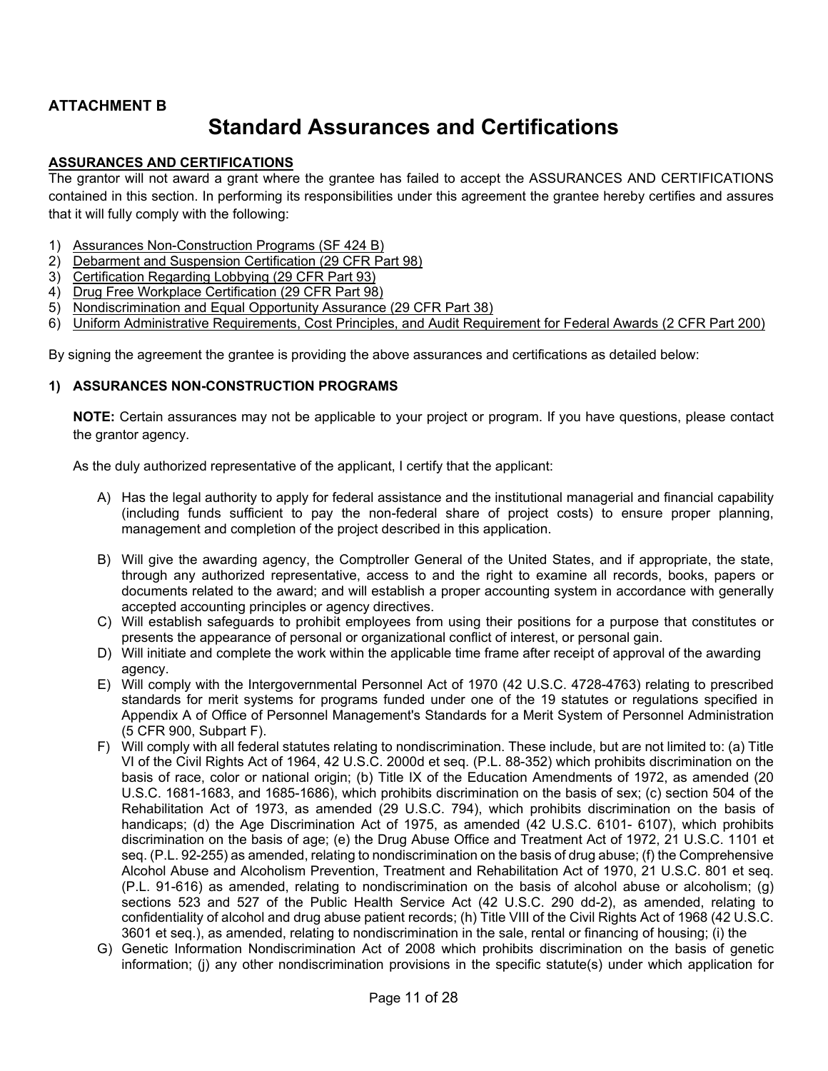**ATTACHMENT B**

# Standard Assurances and Certifications

**ASSURANCES AND CERTIFICATIONS**

The grantor will not award a grant where the grantee has failed to accept the ASSURANCES AND CERTIFICATIONS contained in this section. In performing its responsibilities under this agreement the grantee hereby certifies and assures that it will fully comply with the following:

1) Assurances Non-Construction Programs (SF 424 B)
2) Debarment and Suspension Certification (29 CFR Part 98)
3) Certification Regarding Lobbying (29 CFR Part 93)
4) Drug Free Workplace Certification (29 CFR Part 98)
5) Nondiscrimination and Equal Opportunity Assurance (29 CFR Part 38)
6) Uniform Administrative Requirements, Cost Principles, and Audit Requirement for Federal Awards (2 CFR Part 200)

By signing the agreement the grantee is providing the above assurances and certifications as detailed below:

**1) ASSURANCES NON-CONSTRUCTION PROGRAMS**

**NOTE:** Certain assurances may not be applicable to your project or program. If you have questions, please contact the grantor agency.

As the duly authorized representative of the applicant, I certify that the applicant:

A) Has the legal authority to apply for federal assistance and the institutional managerial and financial capability (including funds sufficient to pay the non-federal share of project costs) to ensure proper planning, management and completion of the project described in this application.

B) Will give the awarding agency, the Comptroller General of the United States, and if appropriate, the state, through any authorized representative, access to and the right to examine all records, books, papers or documents related to the award; and will establish a proper accounting system in accordance with generally accepted accounting principles or agency directives.

C) Will establish safeguards to prohibit employees from using their positions for a purpose that constitutes or presents the appearance of personal or organizational conflict of interest, or personal gain.

D) Will initiate and complete the work within the applicable time frame after receipt of approval of the awarding agency.

E) Will comply with the Intergovernmental Personnel Act of 1970 (42 U.S.C. 4728-4763) relating to prescribed standards for merit systems for programs funded under one of the 19 statutes or regulations specified in Appendix A of Office of Personnel Management's Standards for a Merit System of Personnel Administration (5 CFR 900, Subpart F).

F) Will comply with all federal statutes relating to nondiscrimination. These include, but are not limited to: (a) Title VI of the Civil Rights Act of 1964, 42 U.S.C. 2000d et seq. (P.L. 88-352) which prohibits discrimination on the basis of race, color or national origin; (b) Title IX of the Education Amendments of 1972, as amended (20 U.S.C. 1681-1683, and 1685-1686), which prohibits discrimination on the basis of sex; (c) section 504 of the Rehabilitation Act of 1973, as amended (29 U.S.C. 794), which prohibits discrimination on the basis of handicaps; (d) the Age Discrimination Act of 1975, as amended (42 U.S.C. 6101- 6107), which prohibits discrimination on the basis of age; (e) the Drug Abuse Office and Treatment Act of 1972, 21 U.S.C. 1101 et seq. (P.L. 92-255) as amended, relating to nondiscrimination on the basis of drug abuse; (f) the Comprehensive Alcohol Abuse and Alcoholism Prevention, Treatment and Rehabilitation Act of 1970, 21 U.S.C. 801 et seq. (P.L. 91-616) as amended, relating to nondiscrimination on the basis of alcohol abuse or alcoholism; (g) sections 523 and 527 of the Public Health Service Act (42 U.S.C. 290 dd-2), as amended, relating to confidentiality of alcohol and drug abuse patient records; (h) Title VIII of the Civil Rights Act of 1968 (42 U.S.C. 3601 et seq.), as amended, relating to nondiscrimination in the sale, rental or financing of housing; (i) the

G) Genetic Information Nondiscrimination Act of 2008 which prohibits discrimination on the basis of genetic information; (j) any other nondiscrimination provisions in the specific statute(s) under which application for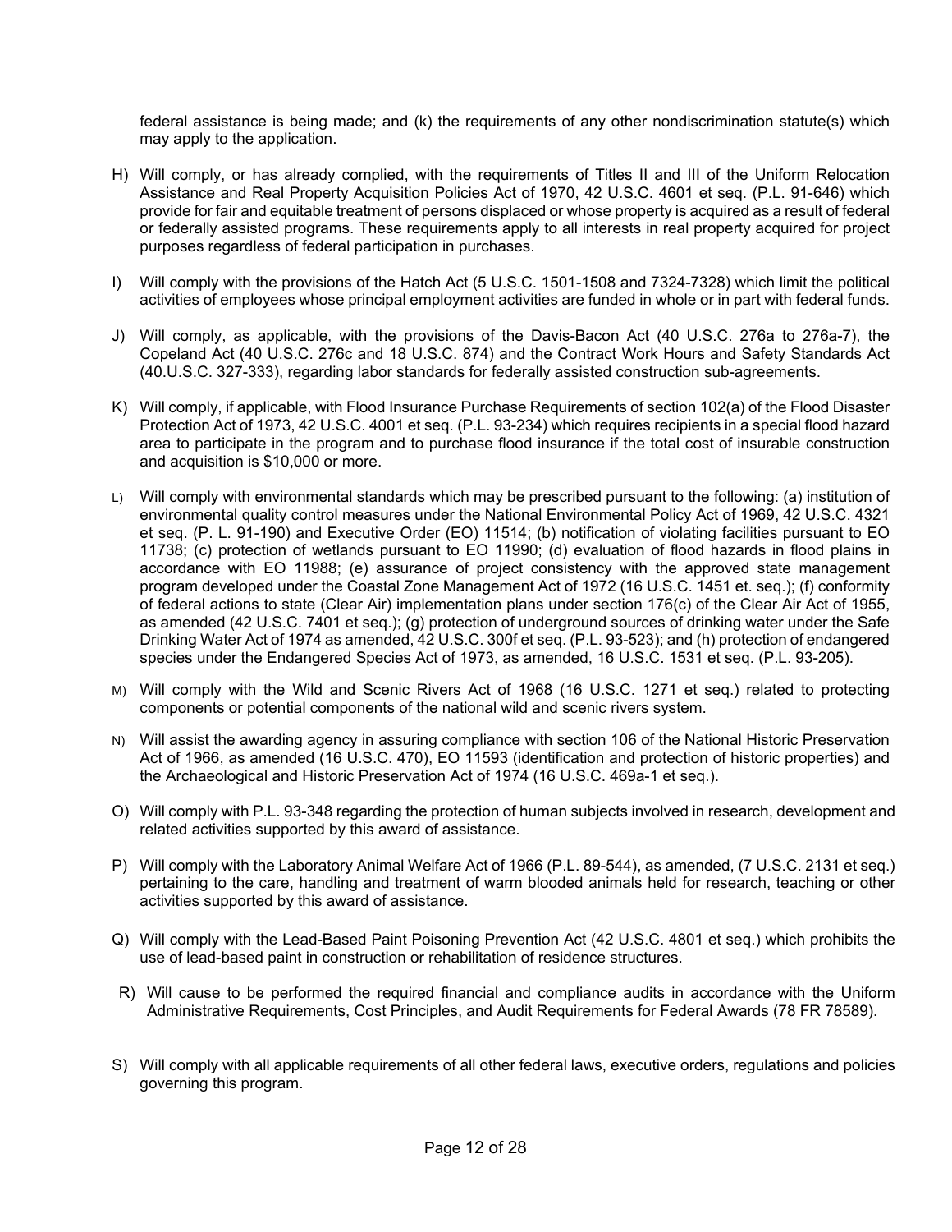federal assistance is being made; and (k) the requirements of any other nondiscrimination statute(s) which may apply to the application.

H) Will comply, or has already complied, with the requirements of Titles II and III of the Uniform Relocation Assistance and Real Property Acquisition Policies Act of 1970, 42 U.S.C. 4601 et seq. (P.L. 91-646) which provide for fair and equitable treatment of persons displaced or whose property is acquired as a result of federal or federally assisted programs. These requirements apply to all interests in real property acquired for project purposes regardless of federal participation in purchases.

I) Will comply with the provisions of the Hatch Act (5 U.S.C. 1501-1508 and 7324-7328) which limit the political activities of employees whose principal employment activities are funded in whole or in part with federal funds.

J) Will comply, as applicable, with the provisions of the Davis-Bacon Act (40 U.S.C. 276a to 276a-7), the Copeland Act (40 U.S.C. 276c and 18 U.S.C. 874) and the Contract Work Hours and Safety Standards Act (40.U.S.C. 327-333), regarding labor standards for federally assisted construction sub-agreements.

K) Will comply, if applicable, with Flood Insurance Purchase Requirements of section 102(a) of the Flood Disaster Protection Act of 1973, 42 U.S.C. 4001 et seq. (P.L. 93-234) which requires recipients in a special flood hazard area to participate in the program and to purchase flood insurance if the total cost of insurable construction and acquisition is $10,000 or more.

L) Will comply with environmental standards which may be prescribed pursuant to the following: (a) institution of environmental quality control measures under the National Environmental Policy Act of 1969, 42 U.S.C. 4321 et seq. (P. L. 91-190) and Executive Order (EO) 11514; (b) notification of violating facilities pursuant to EO 11738; (c) protection of wetlands pursuant to EO 11990; (d) evaluation of flood hazards in flood plains in accordance with EO 11988; (e) assurance of project consistency with the approved state management program developed under the Coastal Zone Management Act of 1972 (16 U.S.C. 1451 et. seq.); (f) conformity of federal actions to state (Clear Air) implementation plans under section 176(c) of the Clear Air Act of 1955, as amended (42 U.S.C. 7401 et seq.); (g) protection of underground sources of drinking water under the Safe Drinking Water Act of 1974 as amended, 42 U.S.C. 300f et seq. (P.L. 93-523); and (h) protection of endangered species under the Endangered Species Act of 1973, as amended, 16 U.S.C. 1531 et seq. (P.L. 93-205).

M) Will comply with the Wild and Scenic Rivers Act of 1968 (16 U.S.C. 1271 et seq.) related to protecting components or potential components of the national wild and scenic rivers system.

N) Will assist the awarding agency in assuring compliance with section 106 of the National Historic Preservation Act of 1966, as amended (16 U.S.C. 470), EO 11593 (identification and protection of historic properties) and the Archaeological and Historic Preservation Act of 1974 (16 U.S.C. 469a-1 et seq.).

O) Will comply with P.L. 93-348 regarding the protection of human subjects involved in research, development and related activities supported by this award of assistance.

P) Will comply with the Laboratory Animal Welfare Act of 1966 (P.L. 89-544), as amended, (7 U.S.C. 2131 et seq.) pertaining to the care, handling and treatment of warm blooded animals held for research, teaching or other activities supported by this award of assistance.

Q) Will comply with the Lead-Based Paint Poisoning Prevention Act (42 U.S.C. 4801 et seq.) which prohibits the use of lead-based paint in construction or rehabilitation of residence structures.

R) Will cause to be performed the required financial and compliance audits in accordance with the Uniform Administrative Requirements, Cost Principles, and Audit Requirements for Federal Awards (78 FR 78589).

S) Will comply with all applicable requirements of all other federal laws, executive orders, regulations and policies governing this program.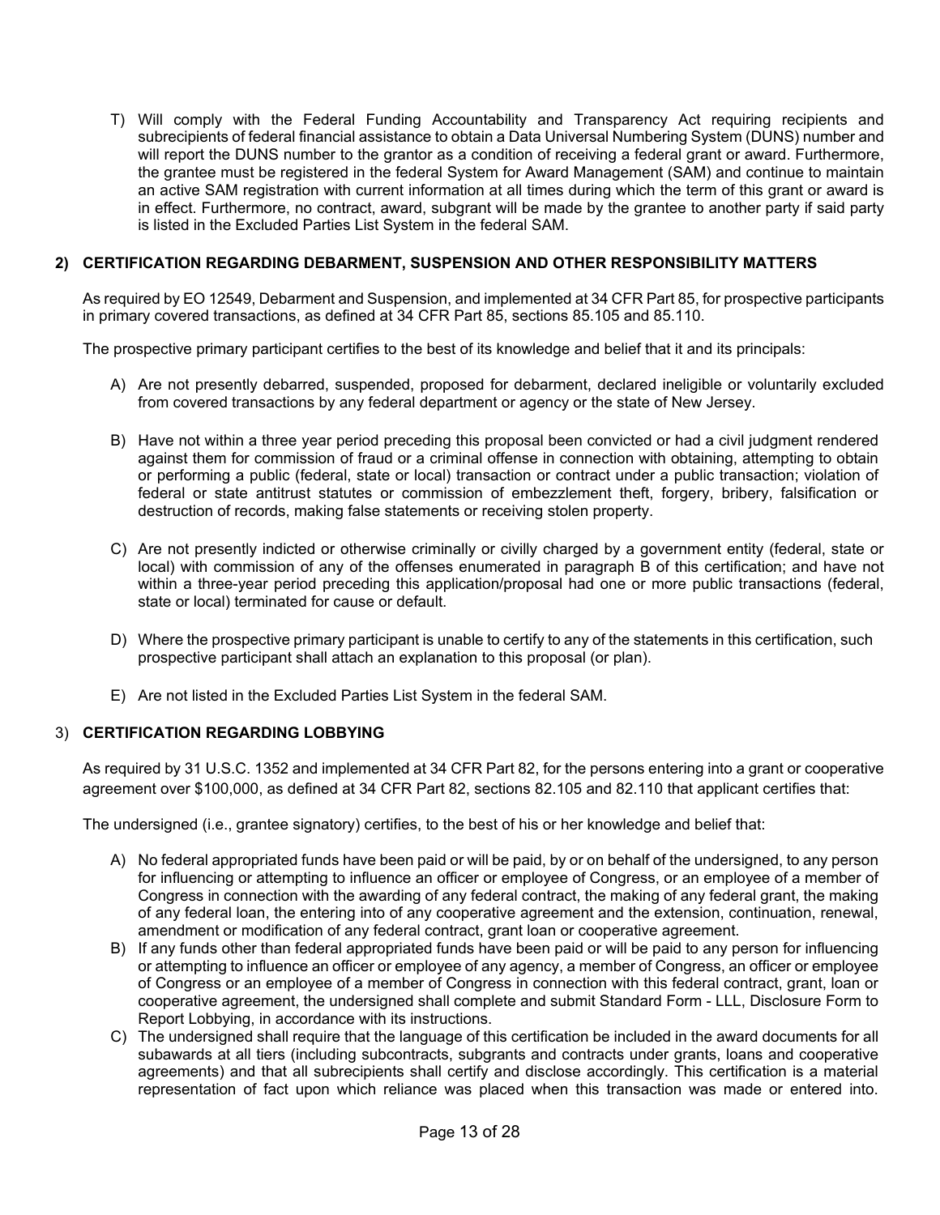T) Will comply with the Federal Funding Accountability and Transparency Act requiring recipients and subrecipients of federal financial assistance to obtain a Data Universal Numbering System (DUNS) number and will report the DUNS number to the grantor as a condition of receiving a federal grant or award. Furthermore, the grantee must be registered in the federal System for Award Management (SAM) and continue to maintain an active SAM registration with current information at all times during which the term of this grant or award is in effect. Furthermore, no contract, award, subgrant will be made by the grantee to another party if said party is listed in the Excluded Parties List System in the federal SAM.

**2) CERTIFICATION REGARDING DEBARMENT, SUSPENSION AND OTHER RESPONSIBILITY MATTERS**

As required by EO 12549, Debarment and Suspension, and implemented at 34 CFR Part 85, for prospective participants in primary covered transactions, as defined at 34 CFR Part 85, sections 85.105 and 85.110.

The prospective primary participant certifies to the best of its knowledge and belief that it and its principals:

A) Are not presently debarred, suspended, proposed for debarment, declared ineligible or voluntarily excluded from covered transactions by any federal department or agency or the state of New Jersey.

B) Have not within a three year period preceding this proposal been convicted or had a civil judgment rendered against them for commission of fraud or a criminal offense in connection with obtaining, attempting to obtain or performing a public (federal, state or local) transaction or contract under a public transaction; violation of federal or state antitrust statutes or commission of embezzlement theft, forgery, bribery, falsification or destruction of records, making false statements or receiving stolen property.

C) Are not presently indicted or otherwise criminally or civilly charged by a government entity (federal, state or local) with commission of any of the offenses enumerated in paragraph B of this certification; and have not within a three-year period preceding this application/proposal had one or more public transactions (federal, state or local) terminated for cause or default.

D) Where the prospective primary participant is unable to certify to any of the statements in this certification, such prospective participant shall attach an explanation to this proposal (or plan).

E) Are not listed in the Excluded Parties List System in the federal SAM.

3) **CERTIFICATION REGARDING LOBBYING**

As required by 31 U.S.C. 1352 and implemented at 34 CFR Part 82, for the persons entering into a grant or cooperative agreement over $100,000, as defined at 34 CFR Part 82, sections 82.105 and 82.110 that applicant certifies that:

The undersigned (i.e., grantee signatory) certifies, to the best of his or her knowledge and belief that:

A) No federal appropriated funds have been paid or will be paid, by or on behalf of the undersigned, to any person for influencing or attempting to influence an officer or employee of Congress, or an employee of a member of Congress in connection with the awarding of any federal contract, the making of any federal grant, the making of any federal loan, the entering into of any cooperative agreement and the extension, continuation, renewal, amendment or modification of any federal contract, grant loan or cooperative agreement.
B) If any funds other than federal appropriated funds have been paid or will be paid to any person for influencing or attempting to influence an officer or employee of any agency, a member of Congress, an officer or employee of Congress or an employee of a member of Congress in connection with this federal contract, grant, loan or cooperative agreement, the undersigned shall complete and submit Standard Form - LLL, Disclosure Form to Report Lobbying, in accordance with its instructions.
C) The undersigned shall require that the language of this certification be included in the award documents for all subawards at all tiers (including subcontracts, subgrants and contracts under grants, loans and cooperative agreements) and that all subrecipients shall certify and disclose accordingly. This certification is a material representation of fact upon which reliance was placed when this transaction was made or entered into.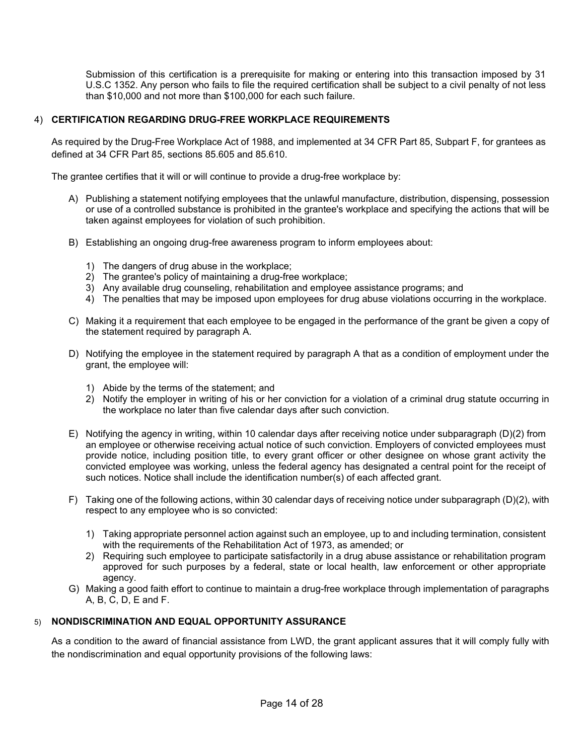Submission of this certification is a prerequisite for making or entering into this transaction imposed by 31 U.S.C 1352. Any person who fails to file the required certification shall be subject to a civil penalty of not less than $10,000 and not more than $100,000 for each such failure.

4) **CERTIFICATION REGARDING DRUG-FREE WORKPLACE REQUIREMENTS**

As required by the Drug-Free Workplace Act of 1988, and implemented at 34 CFR Part 85, Subpart F, for grantees as defined at 34 CFR Part 85, sections 85.605 and 85.610.

The grantee certifies that it will or will continue to provide a drug-free workplace by:

A) Publishing a statement notifying employees that the unlawful manufacture, distribution, dispensing, possession or use of a controlled substance is prohibited in the grantee's workplace and specifying the actions that will be taken against employees for violation of such prohibition.

B) Establishing an ongoing drug-free awareness program to inform employees about:

   1) The dangers of drug abuse in the workplace;
   2) The grantee's policy of maintaining a drug-free workplace;
   3) Any available drug counseling, rehabilitation and employee assistance programs; and
   4) The penalties that may be imposed upon employees for drug abuse violations occurring in the workplace.

C) Making it a requirement that each employee to be engaged in the performance of the grant be given a copy of the statement required by paragraph A.

D) Notifying the employee in the statement required by paragraph A that as a condition of employment under the grant, the employee will:

   1) Abide by the terms of the statement; and
   2) Notify the employer in writing of his or her conviction for a violation of a criminal drug statute occurring in the workplace no later than five calendar days after such conviction.

E) Notifying the agency in writing, within 10 calendar days after receiving notice under subparagraph (D)(2) from an employee or otherwise receiving actual notice of such conviction. Employers of convicted employees must provide notice, including position title, to every grant officer or other designee on whose grant activity the convicted employee was working, unless the federal agency has designated a central point for the receipt of such notices. Notice shall include the identification number(s) of each affected grant.

F) Taking one of the following actions, within 30 calendar days of receiving notice under subparagraph (D)(2), with respect to any employee who is so convicted:

   1) Taking appropriate personnel action against such an employee, up to and including termination, consistent with the requirements of the Rehabilitation Act of 1973, as amended; or
   2) Requiring such employee to participate satisfactorily in a drug abuse assistance or rehabilitation program approved for such purposes by a federal, state or local health, law enforcement or other appropriate agency.

G) Making a good faith effort to continue to maintain a drug-free workplace through implementation of paragraphs A, B, C, D, E and F.

5) **NONDISCRIMINATION AND EQUAL OPPORTUNITY ASSURANCE**

As a condition to the award of financial assistance from LWD, the grant applicant assures that it will comply fully with the nondiscrimination and equal opportunity provisions of the following laws: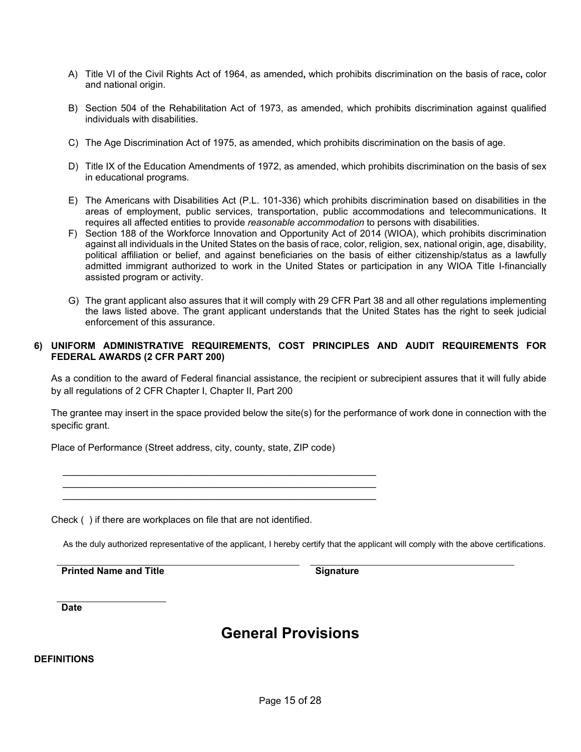A) Title VI of the Civil Rights Act of 1964, as amended**,** which prohibits discrimination on the basis of race**,** color and national origin.

B) Section 504 of the Rehabilitation Act of 1973, as amended, which prohibits discrimination against qualified individuals with disabilities.

C) The Age Discrimination Act of 1975, as amended, which prohibits discrimination on the basis of age.

D) Title IX of the Education Amendments of 1972, as amended, which prohibits discrimination on the basis of sex in educational programs.

E) The Americans with Disabilities Act (P.L. 101-336) which prohibits discrimination based on disabilities in the areas of employment, public services, transportation, public accommodations and telecommunications. It requires all affected entities to provide *reasonable accommodation* to persons with disabilities.

F) Section 188 of the Workforce Innovation and Opportunity Act of 2014 (WIOA), which prohibits discrimination against all individuals in the United States on the basis of race, color, religion, sex, national origin, age, disability, political affiliation or belief, and against beneficiaries on the basis of either citizenship/status as a lawfully admitted immigrant authorized to work in the United States or participation in any WIOA Title I-financially assisted program or activity.

G) The grant applicant also assures that it will comply with 29 CFR Part 38 and all other regulations implementing the laws listed above. The grant applicant understands that the United States has the right to seek judicial enforcement of this assurance.

**6) UNIFORM ADMINISTRATIVE REQUIREMENTS, COST PRINCIPLES AND AUDIT REQUIREMENTS FOR FEDERAL AWARDS (2 CFR PART 200)**

As a condition to the award of Federal financial assistance, the recipient or subrecipient assures that it will fully abide by all regulations of 2 CFR Chapter I, Chapter II, Part 200

The grantee may insert in the space provided below the site(s) for the performance of work done in connection with the specific grant.

Place of Performance (Street address, city, county, state, ZIP code)

______________________________________________________________

______________________________________________________________

______________________________________________________________

Check ( ) if there are workplaces on file that are not identified.

As the duly authorized representative of the applicant, I hereby certify that the applicant will comply with the above certifications.

| **Printed Name and Title** | **Signature** |
|---|---|

**Date**

# General Provisions

**DEFINITIONS**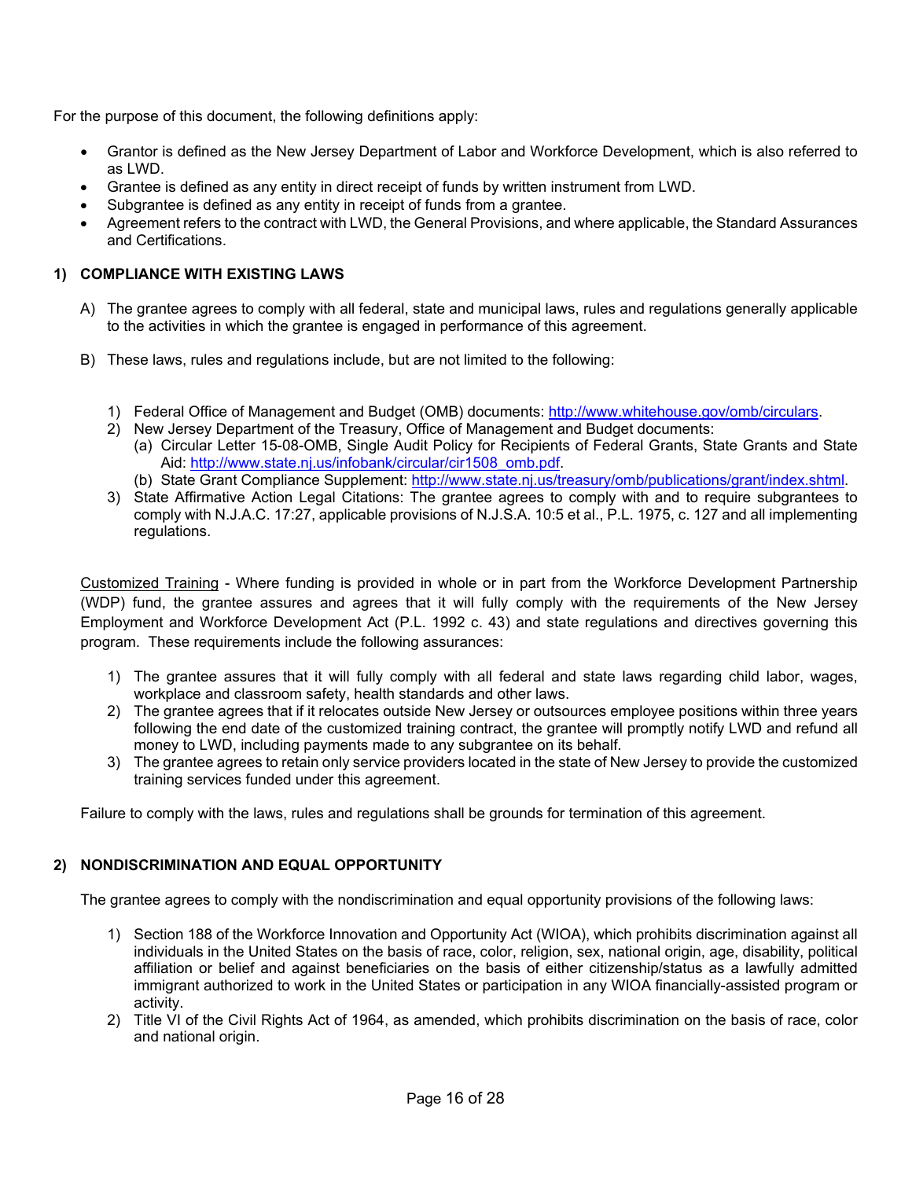For the purpose of this document, the following definitions apply:

- Grantor is defined as the New Jersey Department of Labor and Workforce Development, which is also referred to as LWD.
- Grantee is defined as any entity in direct receipt of funds by written instrument from LWD.
- Subgrantee is defined as any entity in receipt of funds from a grantee.
- Agreement refers to the contract with LWD, the General Provisions, and where applicable, the Standard Assurances and Certifications.

## 1) COMPLIANCE WITH EXISTING LAWS

A) The grantee agrees to comply with all federal, state and municipal laws, rules and regulations generally applicable to the activities in which the grantee is engaged in performance of this agreement.

B) These laws, rules and regulations include, but are not limited to the following:

1) Federal Office of Management and Budget (OMB) documents: http://www.whitehouse.gov/omb/circulars.
2) New Jersey Department of the Treasury, Office of Management and Budget documents:
   (a) Circular Letter 15-08-OMB, Single Audit Policy for Recipients of Federal Grants, State Grants and State Aid: http://www.state.nj.us/infobank/circular/cir1508_omb.pdf.
   (b) State Grant Compliance Supplement: http://www.state.nj.us/treasury/omb/publications/grant/index.shtml.
3) State Affirmative Action Legal Citations: The grantee agrees to comply with and to require subgrantees to comply with N.J.A.C. 17:27, applicable provisions of N.J.S.A. 10:5 et al., P.L. 1975, c. 127 and all implementing regulations.

Customized Training - Where funding is provided in whole or in part from the Workforce Development Partnership (WDP) fund, the grantee assures and agrees that it will fully comply with the requirements of the New Jersey Employment and Workforce Development Act (P.L. 1992 c. 43) and state regulations and directives governing this program. These requirements include the following assurances:

1) The grantee assures that it will fully comply with all federal and state laws regarding child labor, wages, workplace and classroom safety, health standards and other laws.
2) The grantee agrees that if it relocates outside New Jersey or outsources employee positions within three years following the end date of the customized training contract, the grantee will promptly notify LWD and refund all money to LWD, including payments made to any subgrantee on its behalf.
3) The grantee agrees to retain only service providers located in the state of New Jersey to provide the customized training services funded under this agreement.

Failure to comply with the laws, rules and regulations shall be grounds for termination of this agreement.

## 2) NONDISCRIMINATION AND EQUAL OPPORTUNITY

The grantee agrees to comply with the nondiscrimination and equal opportunity provisions of the following laws:

1) Section 188 of the Workforce Innovation and Opportunity Act (WIOA), which prohibits discrimination against all individuals in the United States on the basis of race, color, religion, sex, national origin, age, disability, political affiliation or belief and against beneficiaries on the basis of either citizenship/status as a lawfully admitted immigrant authorized to work in the United States or participation in any WIOA financially-assisted program or activity.
2) Title VI of the Civil Rights Act of 1964, as amended, which prohibits discrimination on the basis of race, color and national origin.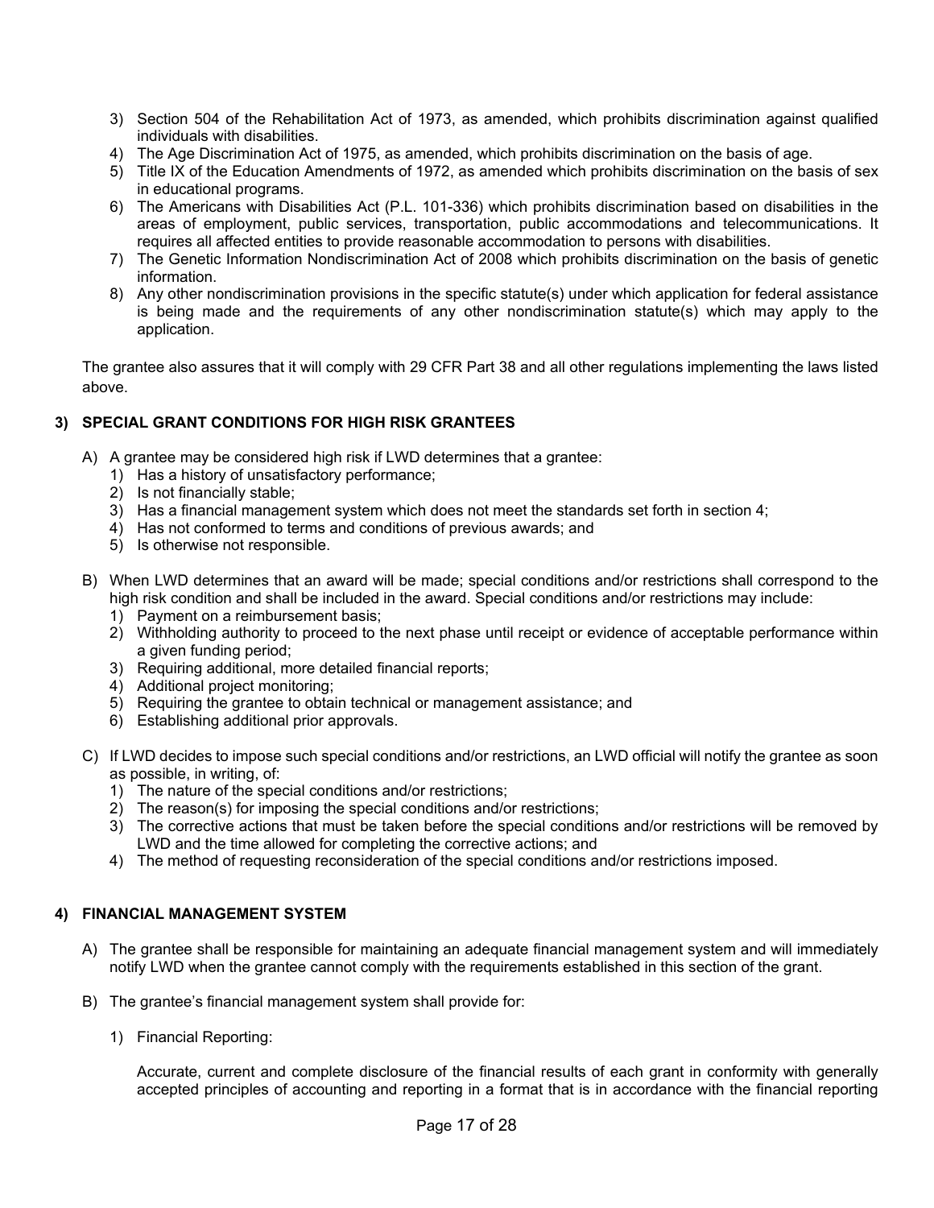3) Section 504 of the Rehabilitation Act of 1973, as amended, which prohibits discrimination against qualified individuals with disabilities.
4) The Age Discrimination Act of 1975, as amended, which prohibits discrimination on the basis of age.
5) Title IX of the Education Amendments of 1972, as amended which prohibits discrimination on the basis of sex in educational programs.
6) The Americans with Disabilities Act (P.L. 101-336) which prohibits discrimination based on disabilities in the areas of employment, public services, transportation, public accommodations and telecommunications. It requires all affected entities to provide reasonable accommodation to persons with disabilities.
7) The Genetic Information Nondiscrimination Act of 2008 which prohibits discrimination on the basis of genetic information.
8) Any other nondiscrimination provisions in the specific statute(s) under which application for federal assistance is being made and the requirements of any other nondiscrimination statute(s) which may apply to the application.

The grantee also assures that it will comply with 29 CFR Part 38 and all other regulations implementing the laws listed above.

**3) SPECIAL GRANT CONDITIONS FOR HIGH RISK GRANTEES**

A) A grantee may be considered high risk if LWD determines that a grantee:
   1) Has a history of unsatisfactory performance;
   2) Is not financially stable;
   3) Has a financial management system which does not meet the standards set forth in section 4;
   4) Has not conformed to terms and conditions of previous awards; and
   5) Is otherwise not responsible.

B) When LWD determines that an award will be made; special conditions and/or restrictions shall correspond to the high risk condition and shall be included in the award. Special conditions and/or restrictions may include:
   1) Payment on a reimbursement basis;
   2) Withholding authority to proceed to the next phase until receipt or evidence of acceptable performance within a given funding period;
   3) Requiring additional, more detailed financial reports;
   4) Additional project monitoring;
   5) Requiring the grantee to obtain technical or management assistance; and
   6) Establishing additional prior approvals.

C) If LWD decides to impose such special conditions and/or restrictions, an LWD official will notify the grantee as soon as possible, in writing, of:
   1) The nature of the special conditions and/or restrictions;
   2) The reason(s) for imposing the special conditions and/or restrictions;
   3) The corrective actions that must be taken before the special conditions and/or restrictions will be removed by LWD and the time allowed for completing the corrective actions; and
   4) The method of requesting reconsideration of the special conditions and/or restrictions imposed.

**4) FINANCIAL MANAGEMENT SYSTEM**

A) The grantee shall be responsible for maintaining an adequate financial management system and will immediately notify LWD when the grantee cannot comply with the requirements established in this section of the grant.

B) The grantee's financial management system shall provide for:

   1) Financial Reporting:

   Accurate, current and complete disclosure of the financial results of each grant in conformity with generally accepted principles of accounting and reporting in a format that is in accordance with the financial reporting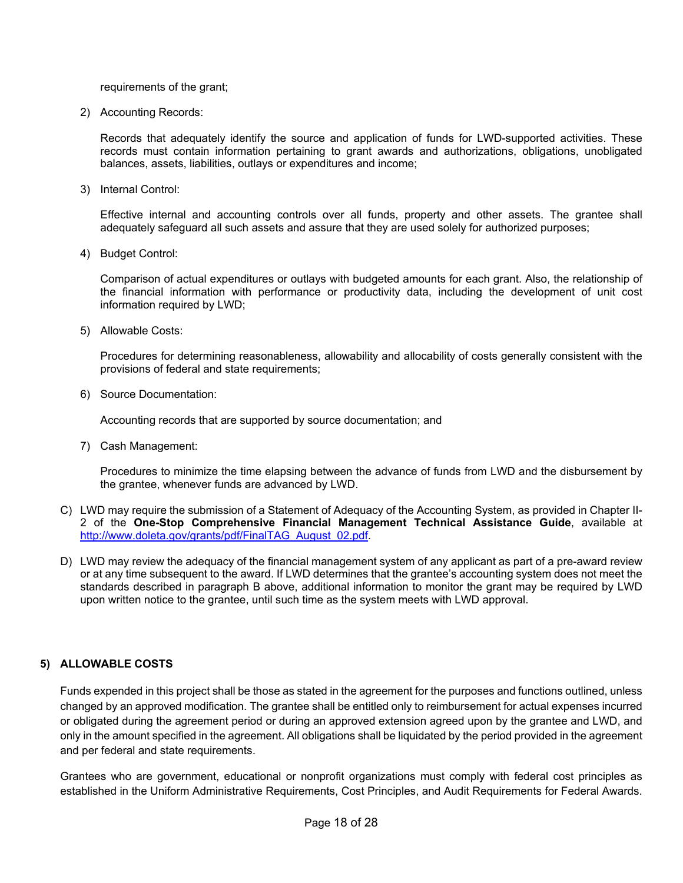requirements of the grant;

2) Accounting Records:

   Records that adequately identify the source and application of funds for LWD-supported activities. These records must contain information pertaining to grant awards and authorizations, obligations, unobligated balances, assets, liabilities, outlays or expenditures and income;

3) Internal Control:

   Effective internal and accounting controls over all funds, property and other assets. The grantee shall adequately safeguard all such assets and assure that they are used solely for authorized purposes;

4) Budget Control:

   Comparison of actual expenditures or outlays with budgeted amounts for each grant. Also, the relationship of the financial information with performance or productivity data, including the development of unit cost information required by LWD;

5) Allowable Costs:

   Procedures for determining reasonableness, allowability and allocability of costs generally consistent with the provisions of federal and state requirements;

6) Source Documentation:

   Accounting records that are supported by source documentation; and

7) Cash Management:

   Procedures to minimize the time elapsing between the advance of funds from LWD and the disbursement by the grantee, whenever funds are advanced by LWD.

C) LWD may require the submission of a Statement of Adequacy of the Accounting System, as provided in Chapter II-2 of the **One-Stop Comprehensive Financial Management Technical Assistance Guide**, available at http://www.doleta.gov/grants/pdf/FinalTAG_August_02.pdf.

D) LWD may review the adequacy of the financial management system of any applicant as part of a pre-award review or at any time subsequent to the award. If LWD determines that the grantee's accounting system does not meet the standards described in paragraph B above, additional information to monitor the grant may be required by LWD upon written notice to the grantee, until such time as the system meets with LWD approval.

**5) ALLOWABLE COSTS**

Funds expended in this project shall be those as stated in the agreement for the purposes and functions outlined, unless changed by an approved modification. The grantee shall be entitled only to reimbursement for actual expenses incurred or obligated during the agreement period or during an approved extension agreed upon by the grantee and LWD, and only in the amount specified in the agreement. All obligations shall be liquidated by the period provided in the agreement and per federal and state requirements.

Grantees who are government, educational or nonprofit organizations must comply with federal cost principles as established in the Uniform Administrative Requirements, Cost Principles, and Audit Requirements for Federal Awards.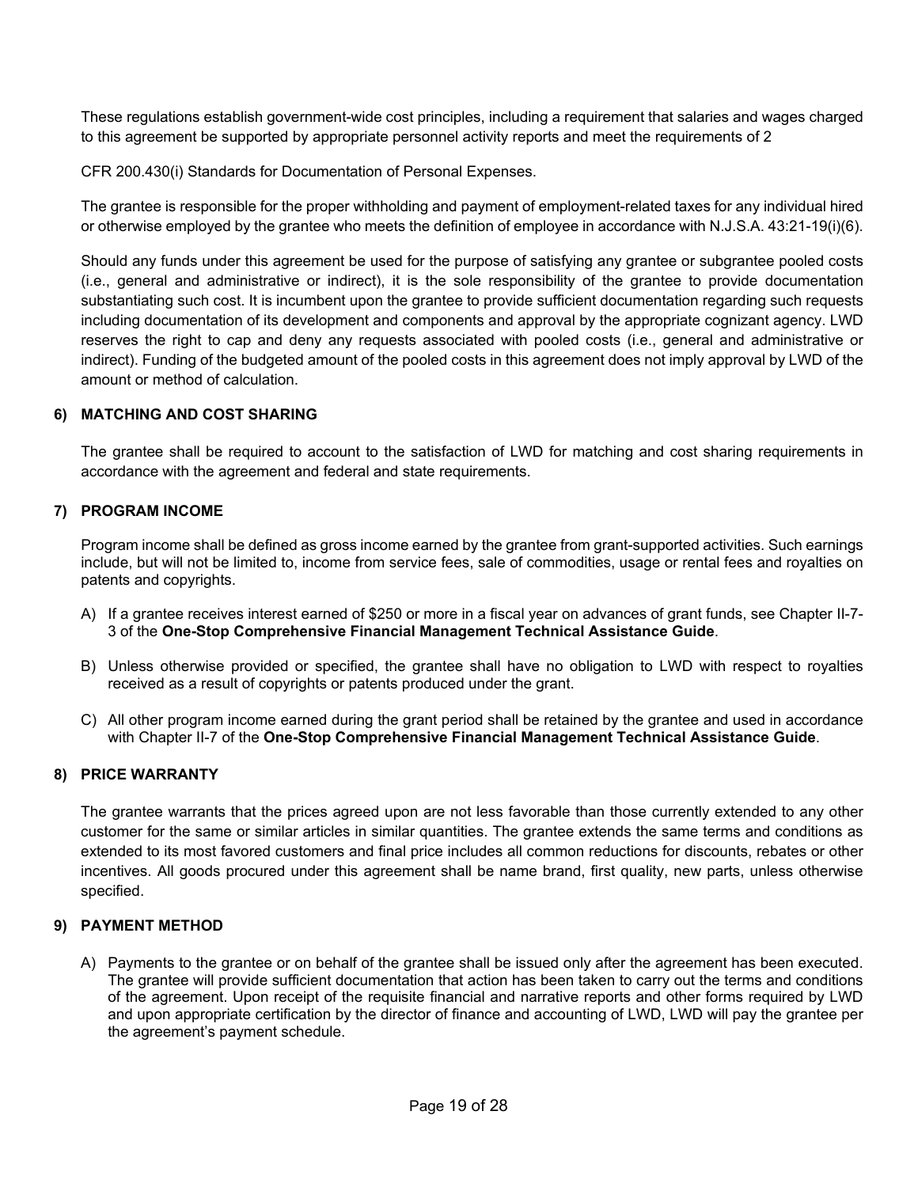These regulations establish government-wide cost principles, including a requirement that salaries and wages charged to this agreement be supported by appropriate personnel activity reports and meet the requirements of 2

CFR 200.430(i) Standards for Documentation of Personal Expenses.

The grantee is responsible for the proper withholding and payment of employment-related taxes for any individual hired or otherwise employed by the grantee who meets the definition of employee in accordance with N.J.S.A. 43:21-19(i)(6).

Should any funds under this agreement be used for the purpose of satisfying any grantee or subgrantee pooled costs (i.e., general and administrative or indirect), it is the sole responsibility of the grantee to provide documentation substantiating such cost. It is incumbent upon the grantee to provide sufficient documentation regarding such requests including documentation of its development and components and approval by the appropriate cognizant agency. LWD reserves the right to cap and deny any requests associated with pooled costs (i.e., general and administrative or indirect). Funding of the budgeted amount of the pooled costs in this agreement does not imply approval by LWD of the amount or method of calculation.

### 6) MATCHING AND COST SHARING

The grantee shall be required to account to the satisfaction of LWD for matching and cost sharing requirements in accordance with the agreement and federal and state requirements.

### 7) PROGRAM INCOME

Program income shall be defined as gross income earned by the grantee from grant-supported activities. Such earnings include, but will not be limited to, income from service fees, sale of commodities, usage or rental fees and royalties on patents and copyrights.

A) If a grantee receives interest earned of $250 or more in a fiscal year on advances of grant funds, see Chapter II-7-3 of the **One-Stop Comprehensive Financial Management Technical Assistance Guide**.

B) Unless otherwise provided or specified, the grantee shall have no obligation to LWD with respect to royalties received as a result of copyrights or patents produced under the grant.

C) All other program income earned during the grant period shall be retained by the grantee and used in accordance with Chapter II-7 of the **One-Stop Comprehensive Financial Management Technical Assistance Guide**.

### 8) PRICE WARRANTY

The grantee warrants that the prices agreed upon are not less favorable than those currently extended to any other customer for the same or similar articles in similar quantities. The grantee extends the same terms and conditions as extended to its most favored customers and final price includes all common reductions for discounts, rebates or other incentives. All goods procured under this agreement shall be name brand, first quality, new parts, unless otherwise specified.

### 9) PAYMENT METHOD

A) Payments to the grantee or on behalf of the grantee shall be issued only after the agreement has been executed. The grantee will provide sufficient documentation that action has been taken to carry out the terms and conditions of the agreement. Upon receipt of the requisite financial and narrative reports and other forms required by LWD and upon appropriate certification by the director of finance and accounting of LWD, LWD will pay the grantee per the agreement's payment schedule.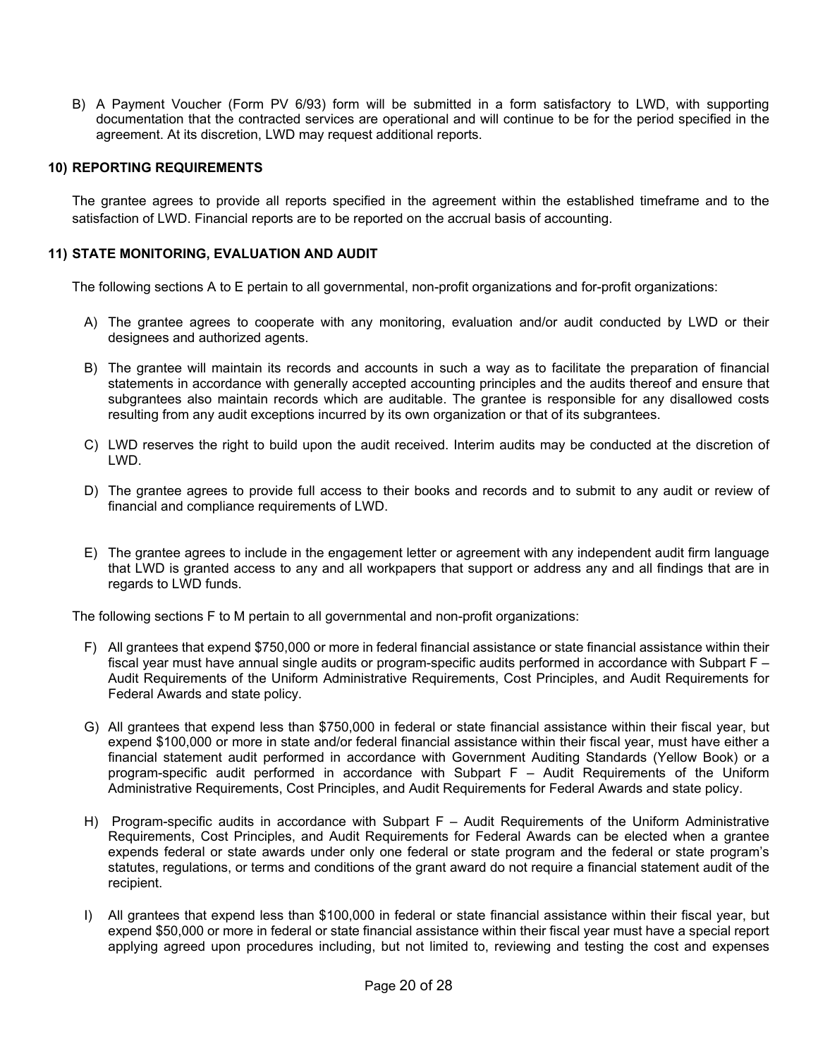B) A Payment Voucher (Form PV 6/93) form will be submitted in a form satisfactory to LWD, with supporting documentation that the contracted services are operational and will continue to be for the period specified in the agreement. At its discretion, LWD may request additional reports.

### 10) REPORTING REQUIREMENTS

The grantee agrees to provide all reports specified in the agreement within the established timeframe and to the satisfaction of LWD. Financial reports are to be reported on the accrual basis of accounting.

### 11) STATE MONITORING, EVALUATION AND AUDIT

The following sections A to E pertain to all governmental, non-profit organizations and for-profit organizations:

A) The grantee agrees to cooperate with any monitoring, evaluation and/or audit conducted by LWD or their designees and authorized agents.

B) The grantee will maintain its records and accounts in such a way as to facilitate the preparation of financial statements in accordance with generally accepted accounting principles and the audits thereof and ensure that subgrantees also maintain records which are auditable. The grantee is responsible for any disallowed costs resulting from any audit exceptions incurred by its own organization or that of its subgrantees.

C) LWD reserves the right to build upon the audit received. Interim audits may be conducted at the discretion of LWD.

D) The grantee agrees to provide full access to their books and records and to submit to any audit or review of financial and compliance requirements of LWD.

E) The grantee agrees to include in the engagement letter or agreement with any independent audit firm language that LWD is granted access to any and all workpapers that support or address any and all findings that are in regards to LWD funds.

The following sections F to M pertain to all governmental and non-profit organizations:

F) All grantees that expend $750,000 or more in federal financial assistance or state financial assistance within their fiscal year must have annual single audits or program-specific audits performed in accordance with Subpart F – Audit Requirements of the Uniform Administrative Requirements, Cost Principles, and Audit Requirements for Federal Awards and state policy.

G) All grantees that expend less than $750,000 in federal or state financial assistance within their fiscal year, but expend $100,000 or more in state and/or federal financial assistance within their fiscal year, must have either a financial statement audit performed in accordance with Government Auditing Standards (Yellow Book) or a program-specific audit performed in accordance with Subpart F – Audit Requirements of the Uniform Administrative Requirements, Cost Principles, and Audit Requirements for Federal Awards and state policy.

H) Program-specific audits in accordance with Subpart F – Audit Requirements of the Uniform Administrative Requirements, Cost Principles, and Audit Requirements for Federal Awards can be elected when a grantee expends federal or state awards under only one federal or state program and the federal or state program's statutes, regulations, or terms and conditions of the grant award do not require a financial statement audit of the recipient.

I) All grantees that expend less than $100,000 in federal or state financial assistance within their fiscal year, but expend $50,000 or more in federal or state financial assistance within their fiscal year must have a special report applying agreed upon procedures including, but not limited to, reviewing and testing the cost and expenses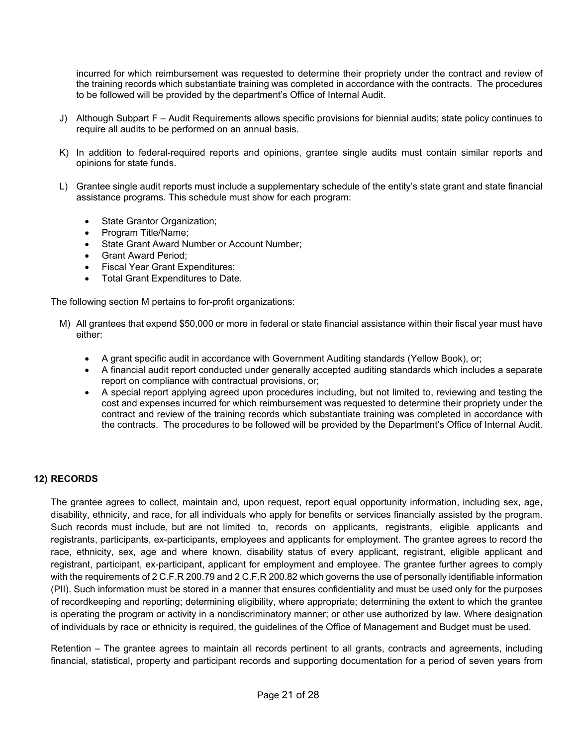incurred for which reimbursement was requested to determine their propriety under the contract and review of the training records which substantiate training was completed in accordance with the contracts. The procedures to be followed will be provided by the department's Office of Internal Audit.

J) Although Subpart F – Audit Requirements allows specific provisions for biennial audits; state policy continues to require all audits to be performed on an annual basis.

K) In addition to federal-required reports and opinions, grantee single audits must contain similar reports and opinions for state funds.

L) Grantee single audit reports must include a supplementary schedule of the entity's state grant and state financial assistance programs. This schedule must show for each program:

- State Grantor Organization;
- Program Title/Name;
- State Grant Award Number or Account Number;
- Grant Award Period;
- Fiscal Year Grant Expenditures;
- Total Grant Expenditures to Date.

The following section M pertains to for-profit organizations:

M) All grantees that expend $50,000 or more in federal or state financial assistance within their fiscal year must have either:

- A grant specific audit in accordance with Government Auditing standards (Yellow Book), or;
- A financial audit report conducted under generally accepted auditing standards which includes a separate report on compliance with contractual provisions, or;
- A special report applying agreed upon procedures including, but not limited to, reviewing and testing the cost and expenses incurred for which reimbursement was requested to determine their propriety under the contract and review of the training records which substantiate training was completed in accordance with the contracts. The procedures to be followed will be provided by the Department's Office of Internal Audit.

**12) RECORDS**

The grantee agrees to collect, maintain and, upon request, report equal opportunity information, including sex, age, disability, ethnicity, and race, for all individuals who apply for benefits or services financially assisted by the program. Such records must include, but are not limited to, records on applicants, registrants, eligible applicants and registrants, participants, ex-participants, employees and applicants for employment. The grantee agrees to record the race, ethnicity, sex, age and where known, disability status of every applicant, registrant, eligible applicant and registrant, participant, ex-participant, applicant for employment and employee. The grantee further agrees to comply with the requirements of 2 C.F.R 200.79 and 2 C.F.R 200.82 which governs the use of personally identifiable information (PII). Such information must be stored in a manner that ensures confidentiality and must be used only for the purposes of recordkeeping and reporting; determining eligibility, where appropriate; determining the extent to which the grantee is operating the program or activity in a nondiscriminatory manner; or other use authorized by law. Where designation of individuals by race or ethnicity is required, the guidelines of the Office of Management and Budget must be used.

Retention – The grantee agrees to maintain all records pertinent to all grants, contracts and agreements, including financial, statistical, property and participant records and supporting documentation for a period of seven years from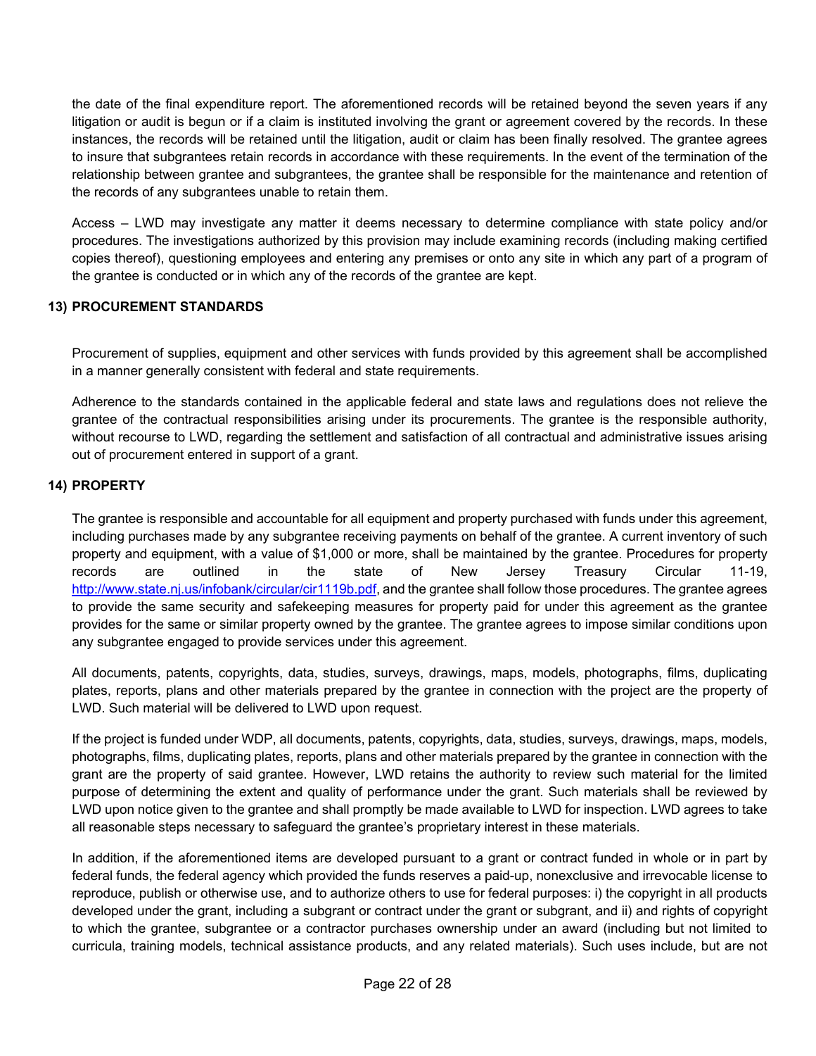the date of the final expenditure report. The aforementioned records will be retained beyond the seven years if any litigation or audit is begun or if a claim is instituted involving the grant or agreement covered by the records. In these instances, the records will be retained until the litigation, audit or claim has been finally resolved. The grantee agrees to insure that subgrantees retain records in accordance with these requirements. In the event of the termination of the relationship between grantee and subgrantees, the grantee shall be responsible for the maintenance and retention of the records of any subgrantees unable to retain them.

Access – LWD may investigate any matter it deems necessary to determine compliance with state policy and/or procedures. The investigations authorized by this provision may include examining records (including making certified copies thereof), questioning employees and entering any premises or onto any site in which any part of a program of the grantee is conducted or in which any of the records of the grantee are kept.

**13) PROCUREMENT STANDARDS**

Procurement of supplies, equipment and other services with funds provided by this agreement shall be accomplished in a manner generally consistent with federal and state requirements.

Adherence to the standards contained in the applicable federal and state laws and regulations does not relieve the grantee of the contractual responsibilities arising under its procurements. The grantee is the responsible authority, without recourse to LWD, regarding the settlement and satisfaction of all contractual and administrative issues arising out of procurement entered in support of a grant.

**14) PROPERTY**

The grantee is responsible and accountable for all equipment and property purchased with funds under this agreement, including purchases made by any subgrantee receiving payments on behalf of the grantee. A current inventory of such property and equipment, with a value of $1,000 or more, shall be maintained by the grantee. Procedures for property records are outlined in the state of New Jersey Treasury Circular 11-19, [http://www.state.nj.us/infobank/circular/cir1119b.pdf](http://www.state.nj.us/infobank/circular/cir1119b.pdf), and the grantee shall follow those procedures. The grantee agrees to provide the same security and safekeeping measures for property paid for under this agreement as the grantee provides for the same or similar property owned by the grantee. The grantee agrees to impose similar conditions upon any subgrantee engaged to provide services under this agreement.

All documents, patents, copyrights, data, studies, surveys, drawings, maps, models, photographs, films, duplicating plates, reports, plans and other materials prepared by the grantee in connection with the project are the property of LWD. Such material will be delivered to LWD upon request.

If the project is funded under WDP, all documents, patents, copyrights, data, studies, surveys, drawings, maps, models, photographs, films, duplicating plates, reports, plans and other materials prepared by the grantee in connection with the grant are the property of said grantee. However, LWD retains the authority to review such material for the limited purpose of determining the extent and quality of performance under the grant. Such materials shall be reviewed by LWD upon notice given to the grantee and shall promptly be made available to LWD for inspection. LWD agrees to take all reasonable steps necessary to safeguard the grantee's proprietary interest in these materials.

In addition, if the aforementioned items are developed pursuant to a grant or contract funded in whole or in part by federal funds, the federal agency which provided the funds reserves a paid-up, nonexclusive and irrevocable license to reproduce, publish or otherwise use, and to authorize others to use for federal purposes: i) the copyright in all products developed under the grant, including a subgrant or contract under the grant or subgrant, and ii) and rights of copyright to which the grantee, subgrantee or a contractor purchases ownership under an award (including but not limited to curricula, training models, technical assistance products, and any related materials). Such uses include, but are not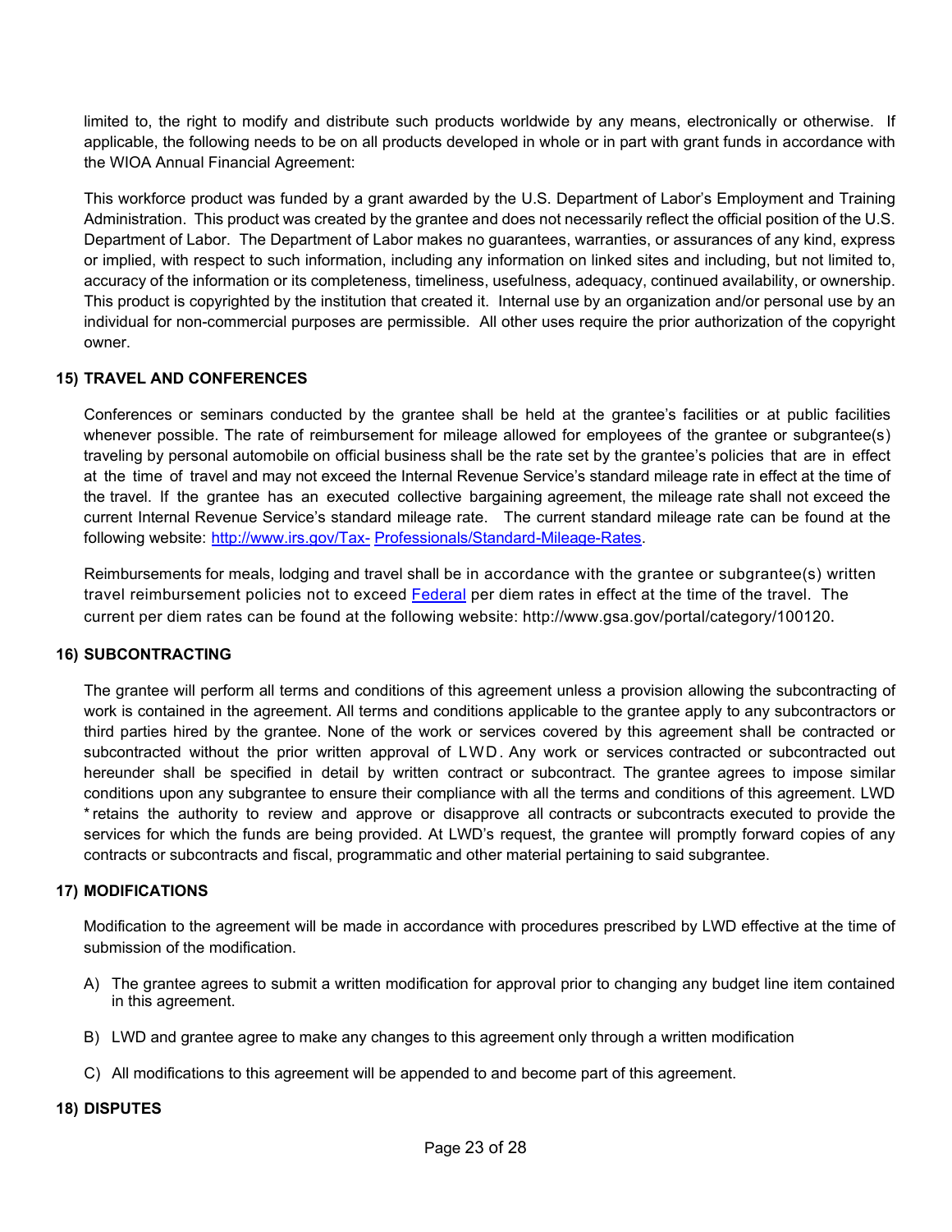limited to, the right to modify and distribute such products worldwide by any means, electronically or otherwise. If applicable, the following needs to be on all products developed in whole or in part with grant funds in accordance with the WIOA Annual Financial Agreement:

This workforce product was funded by a grant awarded by the U.S. Department of Labor's Employment and Training Administration. This product was created by the grantee and does not necessarily reflect the official position of the U.S. Department of Labor. The Department of Labor makes no guarantees, warranties, or assurances of any kind, express or implied, with respect to such information, including any information on linked sites and including, but not limited to, accuracy of the information or its completeness, timeliness, usefulness, adequacy, continued availability, or ownership. This product is copyrighted by the institution that created it. Internal use by an organization and/or personal use by an individual for non-commercial purposes are permissible. All other uses require the prior authorization of the copyright owner.

**15) TRAVEL AND CONFERENCES**

Conferences or seminars conducted by the grantee shall be held at the grantee's facilities or at public facilities whenever possible. The rate of reimbursement for mileage allowed for employees of the grantee or subgrantee(s) traveling by personal automobile on official business shall be the rate set by the grantee's policies that are in effect at the time of travel and may not exceed the Internal Revenue Service's standard mileage rate in effect at the time of the travel. If the grantee has an executed collective bargaining agreement, the mileage rate shall not exceed the current Internal Revenue Service's standard mileage rate. The current standard mileage rate can be found at the following website: http://www.irs.gov/Tax- Professionals/Standard-Mileage-Rates.

Reimbursements for meals, lodging and travel shall be in accordance with the grantee or subgrantee(s) written travel reimbursement policies not to exceed Federal per diem rates in effect at the time of the travel. The current per diem rates can be found at the following website: http://www.gsa.gov/portal/category/100120.

**16) SUBCONTRACTING**

The grantee will perform all terms and conditions of this agreement unless a provision allowing the subcontracting of work is contained in the agreement. All terms and conditions applicable to the grantee apply to any subcontractors or third parties hired by the grantee. None of the work or services covered by this agreement shall be contracted or subcontracted without the prior written approval of LWD. Any work or services contracted or subcontracted out hereunder shall be specified in detail by written contract or subcontract. The grantee agrees to impose similar conditions upon any subgrantee to ensure their compliance with all the terms and conditions of this agreement. LWD * retains the authority to review and approve or disapprove all contracts or subcontracts executed to provide the services for which the funds are being provided. At LWD's request, the grantee will promptly forward copies of any contracts or subcontracts and fiscal, programmatic and other material pertaining to said subgrantee.

**17) MODIFICATIONS**

Modification to the agreement will be made in accordance with procedures prescribed by LWD effective at the time of submission of the modification.

A) The grantee agrees to submit a written modification for approval prior to changing any budget line item contained in this agreement.

B) LWD and grantee agree to make any changes to this agreement only through a written modification

C) All modifications to this agreement will be appended to and become part of this agreement.

**18) DISPUTES**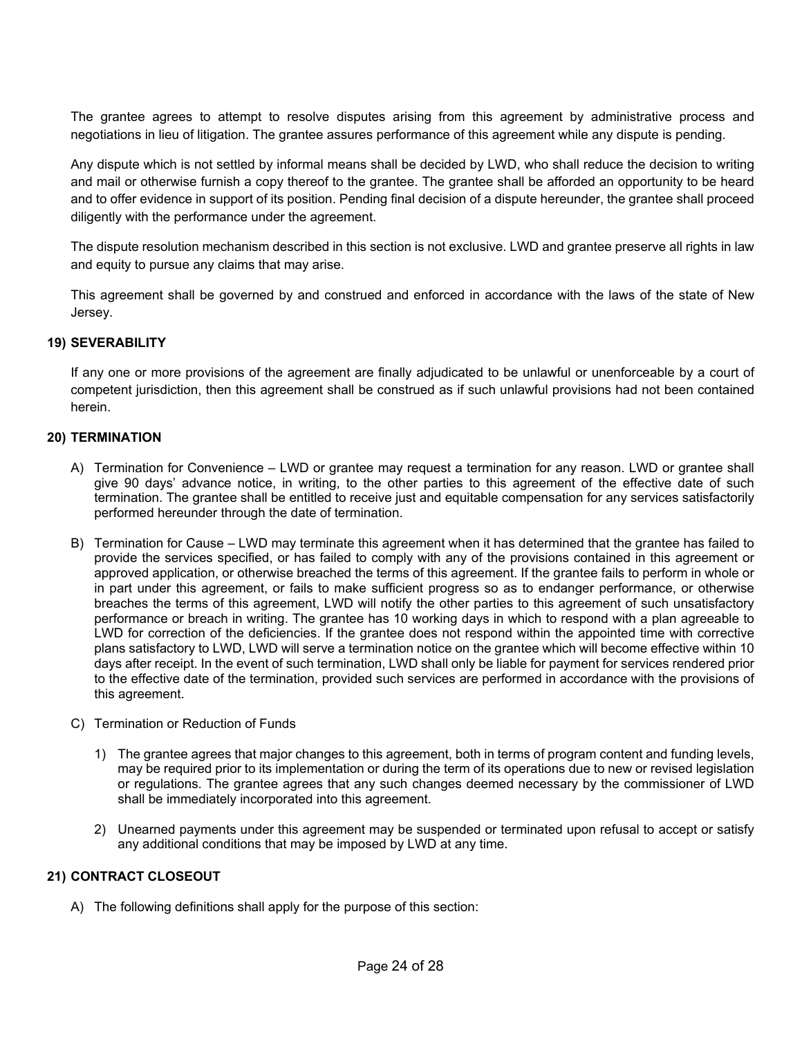The grantee agrees to attempt to resolve disputes arising from this agreement by administrative process and negotiations in lieu of litigation. The grantee assures performance of this agreement while any dispute is pending.

Any dispute which is not settled by informal means shall be decided by LWD, who shall reduce the decision to writing and mail or otherwise furnish a copy thereof to the grantee. The grantee shall be afforded an opportunity to be heard and to offer evidence in support of its position. Pending final decision of a dispute hereunder, the grantee shall proceed diligently with the performance under the agreement.

The dispute resolution mechanism described in this section is not exclusive. LWD and grantee preserve all rights in law and equity to pursue any claims that may arise.

This agreement shall be governed by and construed and enforced in accordance with the laws of the state of New Jersey.

### 19) SEVERABILITY

If any one or more provisions of the agreement are finally adjudicated to be unlawful or unenforceable by a court of competent jurisdiction, then this agreement shall be construed as if such unlawful provisions had not been contained herein.

### 20) TERMINATION

A) Termination for Convenience – LWD or grantee may request a termination for any reason. LWD or grantee shall give 90 days' advance notice, in writing, to the other parties to this agreement of the effective date of such termination. The grantee shall be entitled to receive just and equitable compensation for any services satisfactorily performed hereunder through the date of termination.

B) Termination for Cause – LWD may terminate this agreement when it has determined that the grantee has failed to provide the services specified, or has failed to comply with any of the provisions contained in this agreement or approved application, or otherwise breached the terms of this agreement. If the grantee fails to perform in whole or in part under this agreement, or fails to make sufficient progress so as to endanger performance, or otherwise breaches the terms of this agreement, LWD will notify the other parties to this agreement of such unsatisfactory performance or breach in writing. The grantee has 10 working days in which to respond with a plan agreeable to LWD for correction of the deficiencies. If the grantee does not respond within the appointed time with corrective plans satisfactory to LWD, LWD will serve a termination notice on the grantee which will become effective within 10 days after receipt. In the event of such termination, LWD shall only be liable for payment for services rendered prior to the effective date of the termination, provided such services are performed in accordance with the provisions of this agreement.

C) Termination or Reduction of Funds

1) The grantee agrees that major changes to this agreement, both in terms of program content and funding levels, may be required prior to its implementation or during the term of its operations due to new or revised legislation or regulations. The grantee agrees that any such changes deemed necessary by the commissioner of LWD shall be immediately incorporated into this agreement.

2) Unearned payments under this agreement may be suspended or terminated upon refusal to accept or satisfy any additional conditions that may be imposed by LWD at any time.

### 21) CONTRACT CLOSEOUT

A) The following definitions shall apply for the purpose of this section: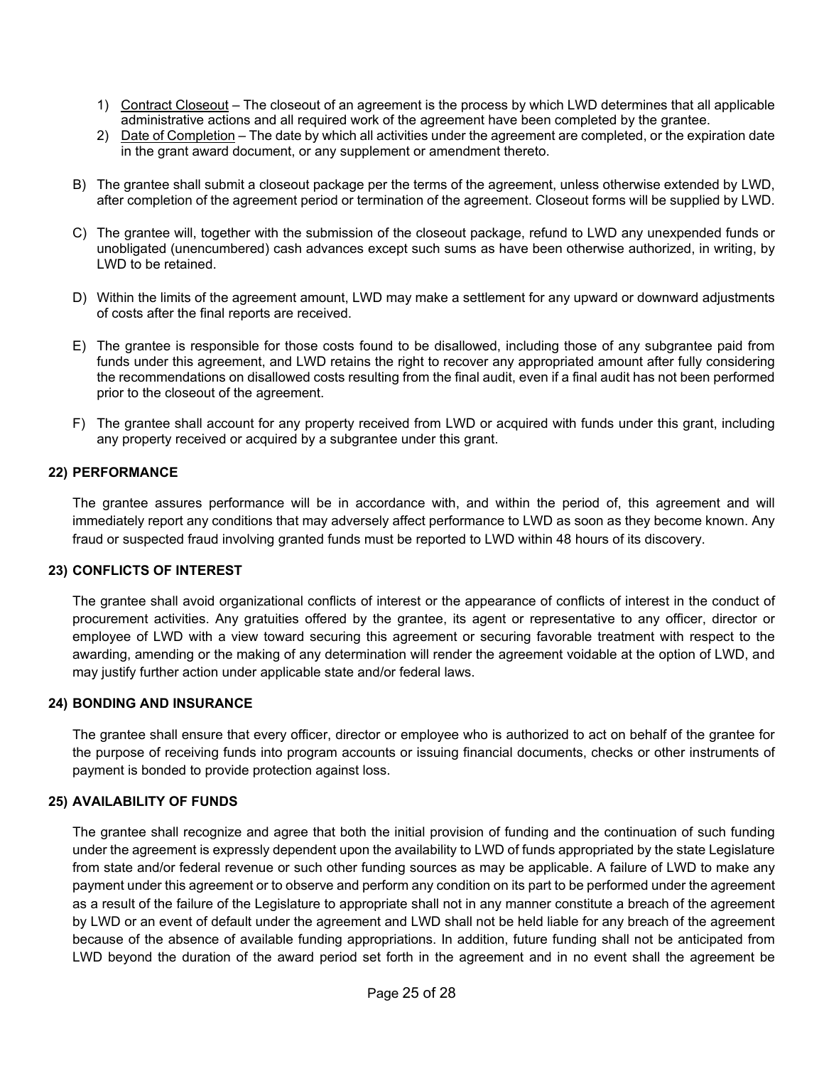1) Contract Closeout – The closeout of an agreement is the process by which LWD determines that all applicable administrative actions and all required work of the agreement have been completed by the grantee.
2) Date of Completion – The date by which all activities under the agreement are completed, or the expiration date in the grant award document, or any supplement or amendment thereto.

B) The grantee shall submit a closeout package per the terms of the agreement, unless otherwise extended by LWD, after completion of the agreement period or termination of the agreement. Closeout forms will be supplied by LWD.

C) The grantee will, together with the submission of the closeout package, refund to LWD any unexpended funds or unobligated (unencumbered) cash advances except such sums as have been otherwise authorized, in writing, by LWD to be retained.

D) Within the limits of the agreement amount, LWD may make a settlement for any upward or downward adjustments of costs after the final reports are received.

E) The grantee is responsible for those costs found to be disallowed, including those of any subgrantee paid from funds under this agreement, and LWD retains the right to recover any appropriated amount after fully considering the recommendations on disallowed costs resulting from the final audit, even if a final audit has not been performed prior to the closeout of the agreement.

F) The grantee shall account for any property received from LWD or acquired with funds under this grant, including any property received or acquired by a subgrantee under this grant.

## 22) PERFORMANCE

The grantee assures performance will be in accordance with, and within the period of, this agreement and will immediately report any conditions that may adversely affect performance to LWD as soon as they become known. Any fraud or suspected fraud involving granted funds must be reported to LWD within 48 hours of its discovery.

## 23) CONFLICTS OF INTEREST

The grantee shall avoid organizational conflicts of interest or the appearance of conflicts of interest in the conduct of procurement activities. Any gratuities offered by the grantee, its agent or representative to any officer, director or employee of LWD with a view toward securing this agreement or securing favorable treatment with respect to the awarding, amending or the making of any determination will render the agreement voidable at the option of LWD, and may justify further action under applicable state and/or federal laws.

## 24) BONDING AND INSURANCE

The grantee shall ensure that every officer, director or employee who is authorized to act on behalf of the grantee for the purpose of receiving funds into program accounts or issuing financial documents, checks or other instruments of payment is bonded to provide protection against loss.

## 25) AVAILABILITY OF FUNDS

The grantee shall recognize and agree that both the initial provision of funding and the continuation of such funding under the agreement is expressly dependent upon the availability to LWD of funds appropriated by the state Legislature from state and/or federal revenue or such other funding sources as may be applicable. A failure of LWD to make any payment under this agreement or to observe and perform any condition on its part to be performed under the agreement as a result of the failure of the Legislature to appropriate shall not in any manner constitute a breach of the agreement by LWD or an event of default under the agreement and LWD shall not be held liable for any breach of the agreement because of the absence of available funding appropriations. In addition, future funding shall not be anticipated from LWD beyond the duration of the award period set forth in the agreement and in no event shall the agreement be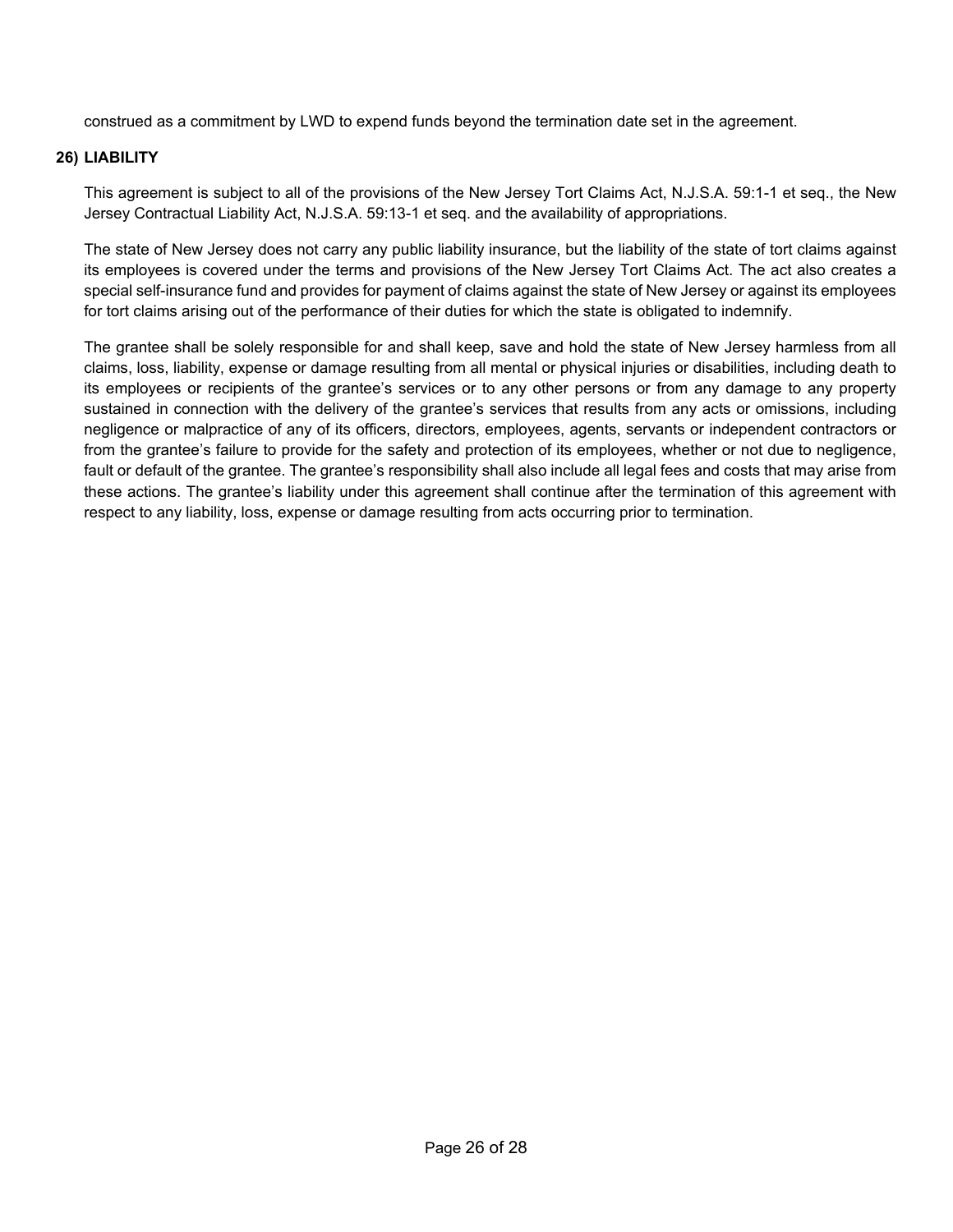construed as a commitment by LWD to expend funds beyond the termination date set in the agreement.

## 26) LIABILITY

This agreement is subject to all of the provisions of the New Jersey Tort Claims Act, N.J.S.A. 59:1-1 et seq., the New Jersey Contractual Liability Act, N.J.S.A. 59:13-1 et seq. and the availability of appropriations.

The state of New Jersey does not carry any public liability insurance, but the liability of the state of tort claims against its employees is covered under the terms and provisions of the New Jersey Tort Claims Act. The act also creates a special self-insurance fund and provides for payment of claims against the state of New Jersey or against its employees for tort claims arising out of the performance of their duties for which the state is obligated to indemnify.

The grantee shall be solely responsible for and shall keep, save and hold the state of New Jersey harmless from all claims, loss, liability, expense or damage resulting from all mental or physical injuries or disabilities, including death to its employees or recipients of the grantee's services or to any other persons or from any damage to any property sustained in connection with the delivery of the grantee's services that results from any acts or omissions, including negligence or malpractice of any of its officers, directors, employees, agents, servants or independent contractors or from the grantee's failure to provide for the safety and protection of its employees, whether or not due to negligence, fault or default of the grantee. The grantee's responsibility shall also include all legal fees and costs that may arise from these actions. The grantee's liability under this agreement shall continue after the termination of this agreement with respect to any liability, loss, expense or damage resulting from acts occurring prior to termination.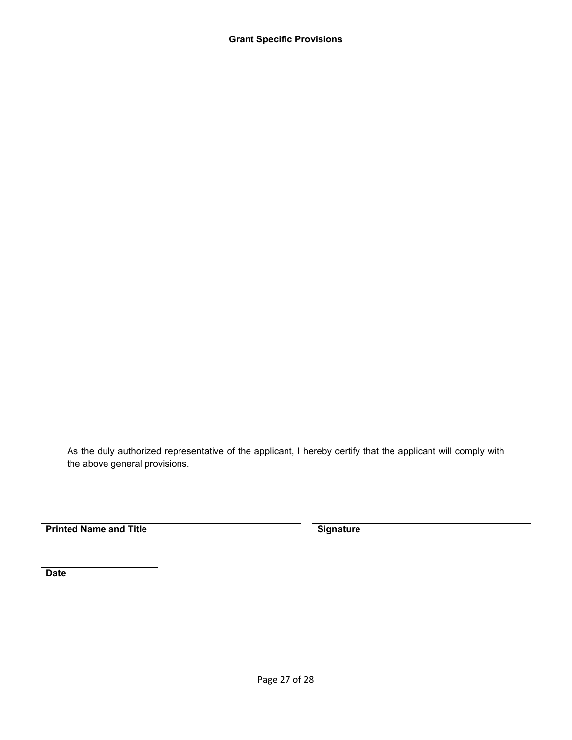**Grant Specific Provisions**

As the duly authorized representative of the applicant, I hereby certify that the applicant will comply with the above general provisions.

| | |
|---|---|
| **Printed Name and Title** | **Signature** |

**Date**